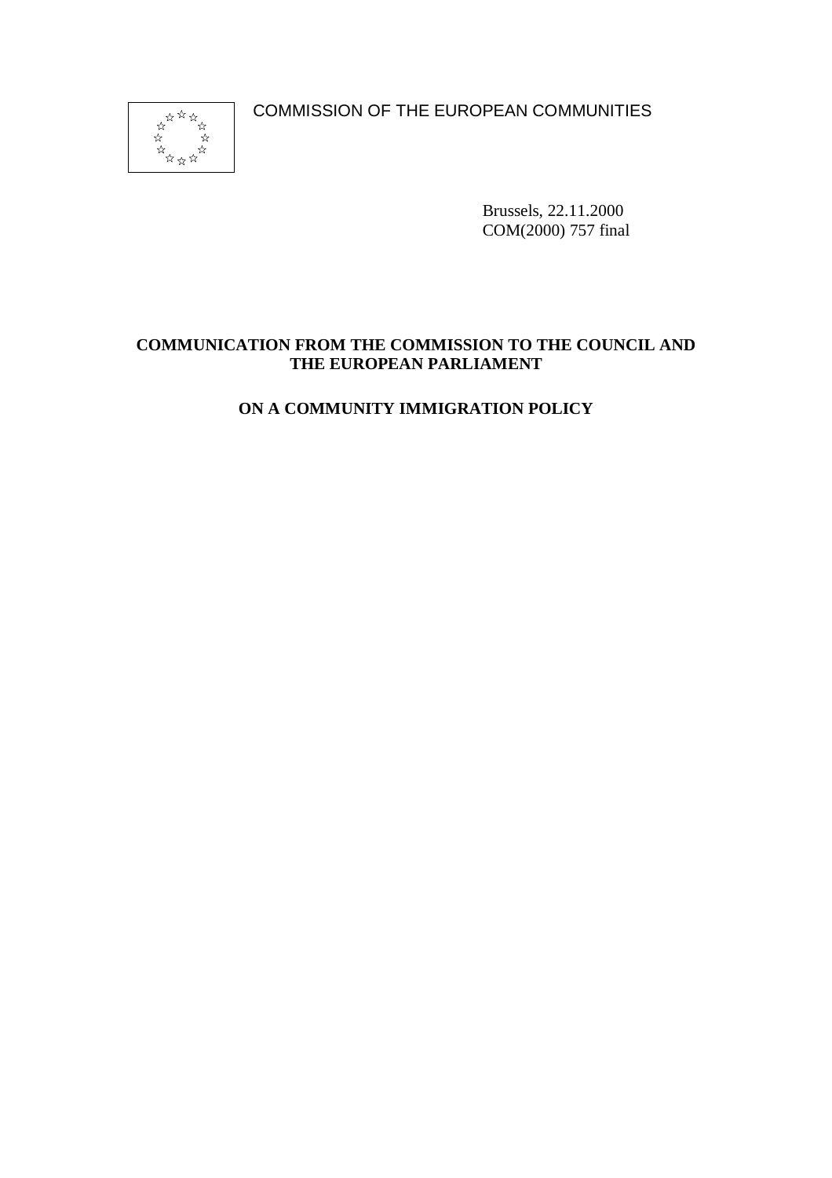COMMISSION OF THE EUROPEAN COMMUNITIES

Brussels, 22.11.2000
COM(2000) 757 final

**COMMUNICATION FROM THE COMMISSION TO THE COUNCIL AND THE EUROPEAN PARLIAMENT**

**ON A COMMUNITY IMMIGRATION POLICY**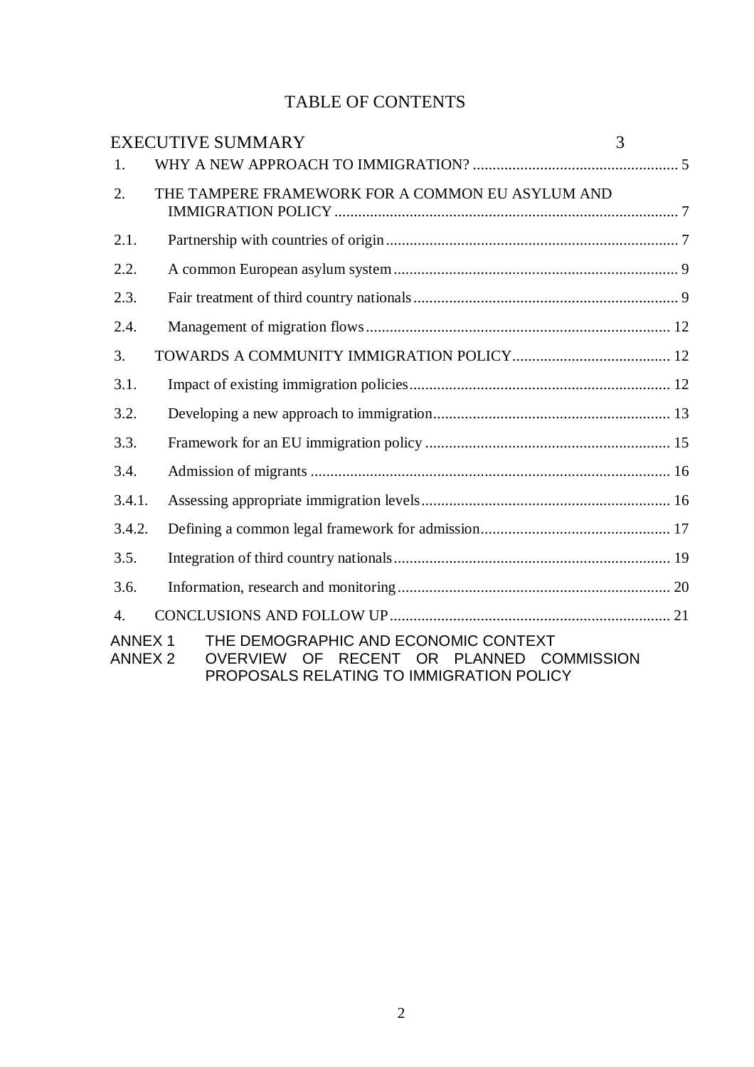# TABLE OF CONTENTS

EXECUTIVE SUMMARY 3

1. WHY A NEW APPROACH TO IMMIGRATION? .................................................... 5

2. THE TAMPERE FRAMEWORK FOR A COMMON EU ASYLUM AND IMMIGRATION POLICY ....................................................................................... 7

2.1. Partnership with countries of origin ........................................................................ 7

2.2. A common European asylum system ....................................................................... 9

2.3. Fair treatment of third country nationals .................................................................. 9

2.4. Management of migration flows ............................................................................. 12

3. TOWARDS A COMMUNITY IMMIGRATION POLICY ........................................ 12

3.1. Impact of existing immigration policies .................................................................. 12

3.2. Developing a new approach to immigration ............................................................ 13

3.3. Framework for an EU immigration policy .............................................................. 15

3.4. Admission of migrants ........................................................................................... 16

3.4.1. Assessing appropriate immigration levels ............................................................... 16

3.4.2. Defining a common legal framework for admission ................................................ 17

3.5. Integration of third country nationals ...................................................................... 19

3.6. Information, research and monitoring ..................................................................... 20

4. CONCLUSIONS AND FOLLOW UP ....................................................................... 21

ANNEX 1 THE DEMOGRAPHIC AND ECONOMIC CONTEXT

ANNEX 2 OVERVIEW OF RECENT OR PLANNED COMMISSION PROPOSALS RELATING TO IMMIGRATION POLICY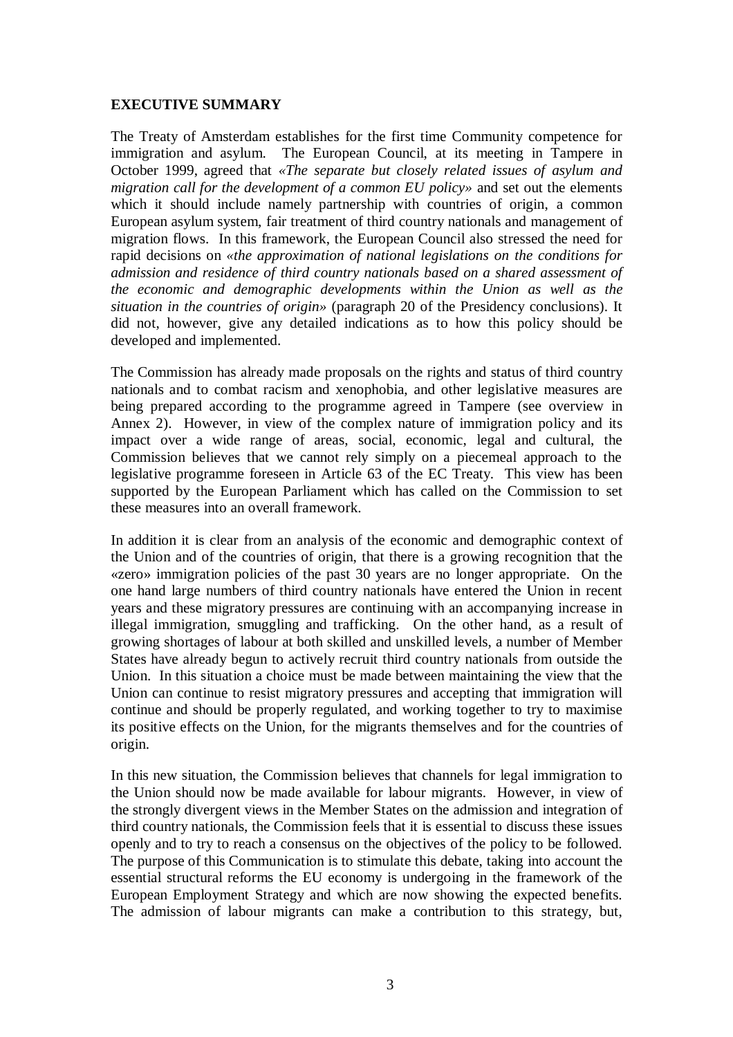## EXECUTIVE SUMMARY

The Treaty of Amsterdam establishes for the first time Community competence for immigration and asylum. The European Council, at its meeting in Tampere in October 1999, agreed that «*The separate but closely related issues of asylum and migration call for the development of a common EU policy*» and set out the elements which it should include namely partnership with countries of origin, a common European asylum system, fair treatment of third country nationals and management of migration flows. In this framework, the European Council also stressed the need for rapid decisions on «*the approximation of national legislations on the conditions for admission and residence of third country nationals based on a shared assessment of the economic and demographic developments within the Union as well as the situation in the countries of origin*» (paragraph 20 of the Presidency conclusions). It did not, however, give any detailed indications as to how this policy should be developed and implemented.

The Commission has already made proposals on the rights and status of third country nationals and to combat racism and xenophobia, and other legislative measures are being prepared according to the programme agreed in Tampere (see overview in Annex 2). However, in view of the complex nature of immigration policy and its impact over a wide range of areas, social, economic, legal and cultural, the Commission believes that we cannot rely simply on a piecemeal approach to the legislative programme foreseen in Article 63 of the EC Treaty. This view has been supported by the European Parliament which has called on the Commission to set these measures into an overall framework.

In addition it is clear from an analysis of the economic and demographic context of the Union and of the countries of origin, that there is a growing recognition that the «zero» immigration policies of the past 30 years are no longer appropriate. On the one hand large numbers of third country nationals have entered the Union in recent years and these migratory pressures are continuing with an accompanying increase in illegal immigration, smuggling and trafficking. On the other hand, as a result of growing shortages of labour at both skilled and unskilled levels, a number of Member States have already begun to actively recruit third country nationals from outside the Union. In this situation a choice must be made between maintaining the view that the Union can continue to resist migratory pressures and accepting that immigration will continue and should be properly regulated, and working together to try to maximise its positive effects on the Union, for the migrants themselves and for the countries of origin.

In this new situation, the Commission believes that channels for legal immigration to the Union should now be made available for labour migrants. However, in view of the strongly divergent views in the Member States on the admission and integration of third country nationals, the Commission feels that it is essential to discuss these issues openly and to try to reach a consensus on the objectives of the policy to be followed. The purpose of this Communication is to stimulate this debate, taking into account the essential structural reforms the EU economy is undergoing in the framework of the European Employment Strategy and which are now showing the expected benefits. The admission of labour migrants can make a contribution to this strategy, but,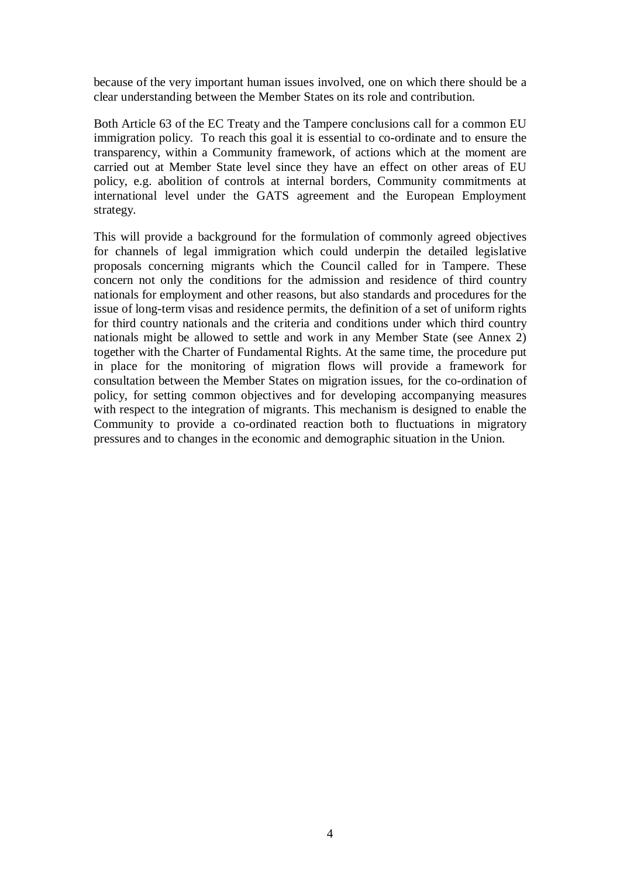because of the very important human issues involved, one on which there should be a clear understanding between the Member States on its role and contribution.

Both Article 63 of the EC Treaty and the Tampere conclusions call for a common EU immigration policy. To reach this goal it is essential to co-ordinate and to ensure the transparency, within a Community framework, of actions which at the moment are carried out at Member State level since they have an effect on other areas of EU policy, e.g. abolition of controls at internal borders, Community commitments at international level under the GATS agreement and the European Employment strategy.

This will provide a background for the formulation of commonly agreed objectives for channels of legal immigration which could underpin the detailed legislative proposals concerning migrants which the Council called for in Tampere. These concern not only the conditions for the admission and residence of third country nationals for employment and other reasons, but also standards and procedures for the issue of long-term visas and residence permits, the definition of a set of uniform rights for third country nationals and the criteria and conditions under which third country nationals might be allowed to settle and work in any Member State (see Annex 2) together with the Charter of Fundamental Rights. At the same time, the procedure put in place for the monitoring of migration flows will provide a framework for consultation between the Member States on migration issues, for the co-ordination of policy, for setting common objectives and for developing accompanying measures with respect to the integration of migrants. This mechanism is designed to enable the Community to provide a co-ordinated reaction both to fluctuations in migratory pressures and to changes in the economic and demographic situation in the Union.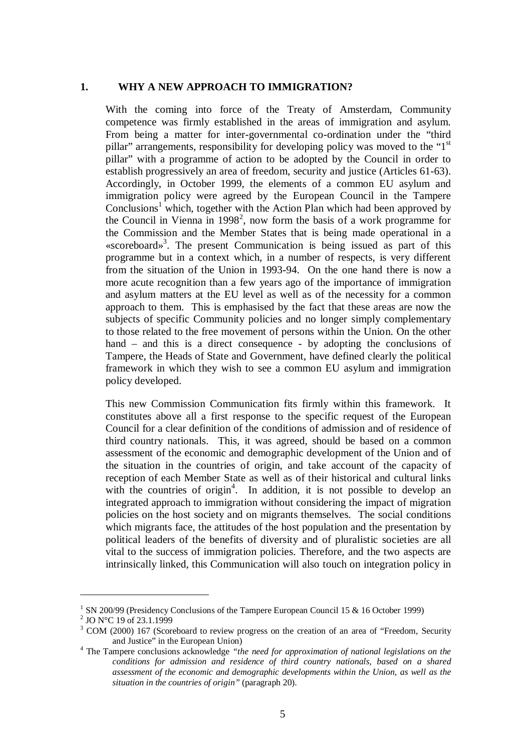## 1. WHY A NEW APPROACH TO IMMIGRATION?

With the coming into force of the Treaty of Amsterdam, Community competence was firmly established in the areas of immigration and asylum. From being a matter for inter-governmental co-ordination under the "third pillar" arrangements, responsibility for developing policy was moved to the "1st pillar" with a programme of action to be adopted by the Council in order to establish progressively an area of freedom, security and justice (Articles 61-63). Accordingly, in October 1999, the elements of a common EU asylum and immigration policy were agreed by the European Council in the Tampere Conclusions[1] which, together with the Action Plan which had been approved by the Council in Vienna in 1998[2], now form the basis of a work programme for the Commission and the Member States that is being made operational in a «scoreboard»[3]. The present Communication is being issued as part of this programme but in a context which, in a number of respects, is very different from the situation of the Union in 1993-94. On the one hand there is now a more acute recognition than a few years ago of the importance of immigration and asylum matters at the EU level as well as of the necessity for a common approach to them. This is emphasised by the fact that these areas are now the subjects of specific Community policies and no longer simply complementary to those related to the free movement of persons within the Union. On the other hand – and this is a direct consequence - by adopting the conclusions of Tampere, the Heads of State and Government, have defined clearly the political framework in which they wish to see a common EU asylum and immigration policy developed.

This new Commission Communication fits firmly within this framework. It constitutes above all a first response to the specific request of the European Council for a clear definition of the conditions of admission and of residence of third country nationals. This, it was agreed, should be based on a common assessment of the economic and demographic development of the Union and of the situation in the countries of origin, and take account of the capacity of reception of each Member State as well as of their historical and cultural links with the countries of origin[4]. In addition, it is not possible to develop an integrated approach to immigration without considering the impact of migration policies on the host society and on migrants themselves. The social conditions which migrants face, the attitudes of the host population and the presentation by political leaders of the benefits of diversity and of pluralistic societies are all vital to the success of immigration policies. Therefore, and the two aspects are intrinsically linked, this Communication will also touch on integration policy in

---

[1] SN 200/99 (Presidency Conclusions of the Tampere European Council 15 & 16 October 1999)

[2] JO N°C 19 of 23.1.1999

[3] COM (2000) 167 (Scoreboard to review progress on the creation of an area of "Freedom, Security and Justice" in the European Union)

[4] The Tampere conclusions acknowledge *"the need for approximation of national legislations on the conditions for admission and residence of third country nationals, based on a shared assessment of the economic and demographic developments within the Union, as well as the situation in the countries of origin"* (paragraph 20).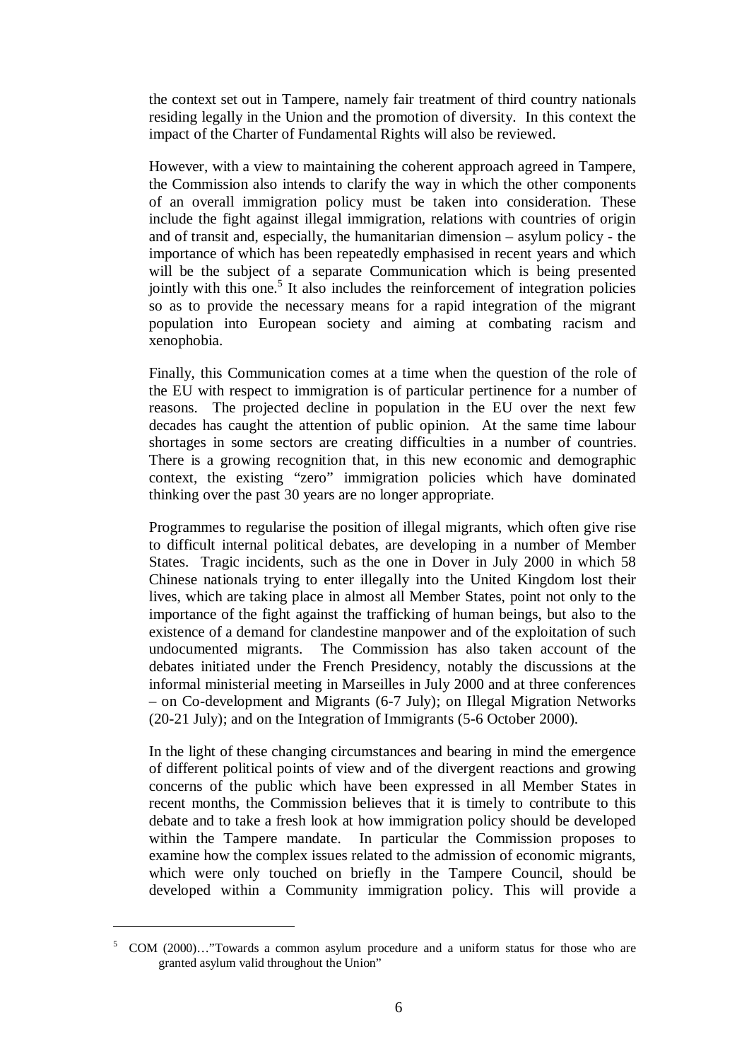the context set out in Tampere, namely fair treatment of third country nationals residing legally in the Union and the promotion of diversity. In this context the impact of the Charter of Fundamental Rights will also be reviewed.

However, with a view to maintaining the coherent approach agreed in Tampere, the Commission also intends to clarify the way in which the other components of an overall immigration policy must be taken into consideration. These include the fight against illegal immigration, relations with countries of origin and of transit and, especially, the humanitarian dimension – asylum policy - the importance of which has been repeatedly emphasised in recent years and which will be the subject of a separate Communication which is being presented jointly with this one.[5] It also includes the reinforcement of integration policies so as to provide the necessary means for a rapid integration of the migrant population into European society and aiming at combating racism and xenophobia.

Finally, this Communication comes at a time when the question of the role of the EU with respect to immigration is of particular pertinence for a number of reasons. The projected decline in population in the EU over the next few decades has caught the attention of public opinion. At the same time labour shortages in some sectors are creating difficulties in a number of countries. There is a growing recognition that, in this new economic and demographic context, the existing "zero" immigration policies which have dominated thinking over the past 30 years are no longer appropriate.

Programmes to regularise the position of illegal migrants, which often give rise to difficult internal political debates, are developing in a number of Member States. Tragic incidents, such as the one in Dover in July 2000 in which 58 Chinese nationals trying to enter illegally into the United Kingdom lost their lives, which are taking place in almost all Member States, point not only to the importance of the fight against the trafficking of human beings, but also to the existence of a demand for clandestine manpower and of the exploitation of such undocumented migrants. The Commission has also taken account of the debates initiated under the French Presidency, notably the discussions at the informal ministerial meeting in Marseilles in July 2000 and at three conferences – on Co-development and Migrants (6-7 July); on Illegal Migration Networks (20-21 July); and on the Integration of Immigrants (5-6 October 2000).

In the light of these changing circumstances and bearing in mind the emergence of different political points of view and of the divergent reactions and growing concerns of the public which have been expressed in all Member States in recent months, the Commission believes that it is timely to contribute to this debate and to take a fresh look at how immigration policy should be developed within the Tampere mandate. In particular the Commission proposes to examine how the complex issues related to the admission of economic migrants, which were only touched on briefly in the Tampere Council, should be developed within a Community immigration policy. This will provide a

---

[5] COM (2000)…"Towards a common asylum procedure and a uniform status for those who are granted asylum valid throughout the Union"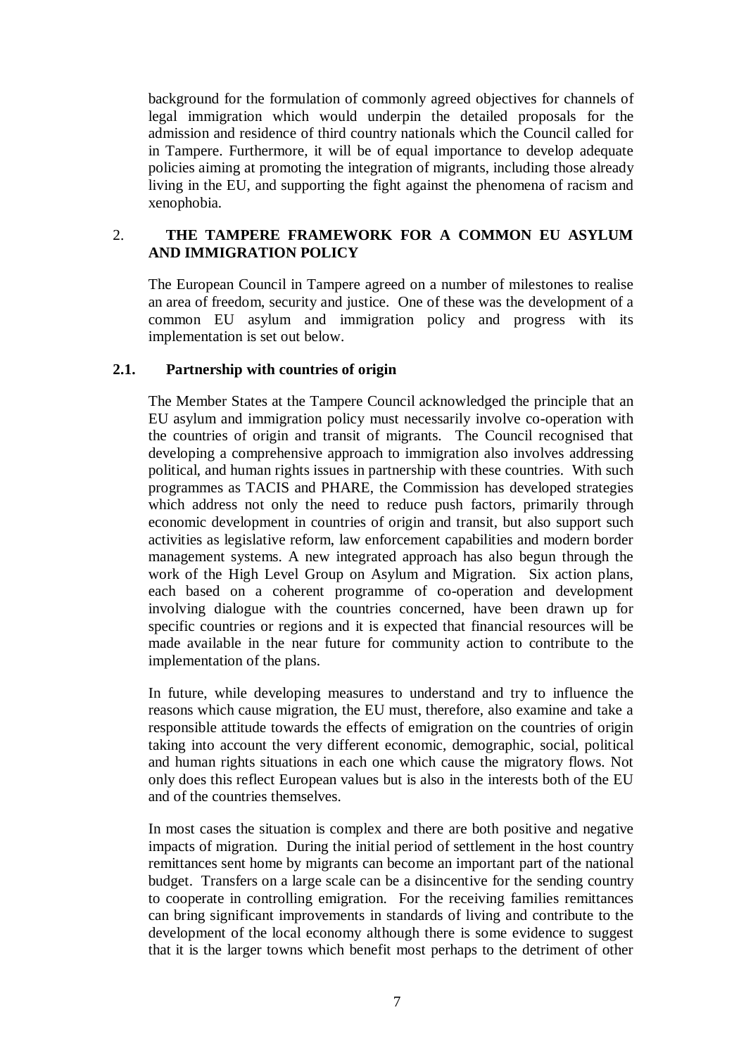background for the formulation of commonly agreed objectives for channels of legal immigration which would underpin the detailed proposals for the admission and residence of third country nationals which the Council called for in Tampere. Furthermore, it will be of equal importance to develop adequate policies aiming at promoting the integration of migrants, including those already living in the EU, and supporting the fight against the phenomena of racism and xenophobia.

## 2. THE TAMPERE FRAMEWORK FOR A COMMON EU ASYLUM AND IMMIGRATION POLICY

The European Council in Tampere agreed on a number of milestones to realise an area of freedom, security and justice. One of these was the development of a common EU asylum and immigration policy and progress with its implementation is set out below.

### 2.1. Partnership with countries of origin

The Member States at the Tampere Council acknowledged the principle that an EU asylum and immigration policy must necessarily involve co-operation with the countries of origin and transit of migrants. The Council recognised that developing a comprehensive approach to immigration also involves addressing political, and human rights issues in partnership with these countries. With such programmes as TACIS and PHARE, the Commission has developed strategies which address not only the need to reduce push factors, primarily through economic development in countries of origin and transit, but also support such activities as legislative reform, law enforcement capabilities and modern border management systems. A new integrated approach has also begun through the work of the High Level Group on Asylum and Migration. Six action plans, each based on a coherent programme of co-operation and development involving dialogue with the countries concerned, have been drawn up for specific countries or regions and it is expected that financial resources will be made available in the near future for community action to contribute to the implementation of the plans.

In future, while developing measures to understand and try to influence the reasons which cause migration, the EU must, therefore, also examine and take a responsible attitude towards the effects of emigration on the countries of origin taking into account the very different economic, demographic, social, political and human rights situations in each one which cause the migratory flows. Not only does this reflect European values but is also in the interests both of the EU and of the countries themselves.

In most cases the situation is complex and there are both positive and negative impacts of migration. During the initial period of settlement in the host country remittances sent home by migrants can become an important part of the national budget. Transfers on a large scale can be a disincentive for the sending country to cooperate in controlling emigration. For the receiving families remittances can bring significant improvements in standards of living and contribute to the development of the local economy although there is some evidence to suggest that it is the larger towns which benefit most perhaps to the detriment of other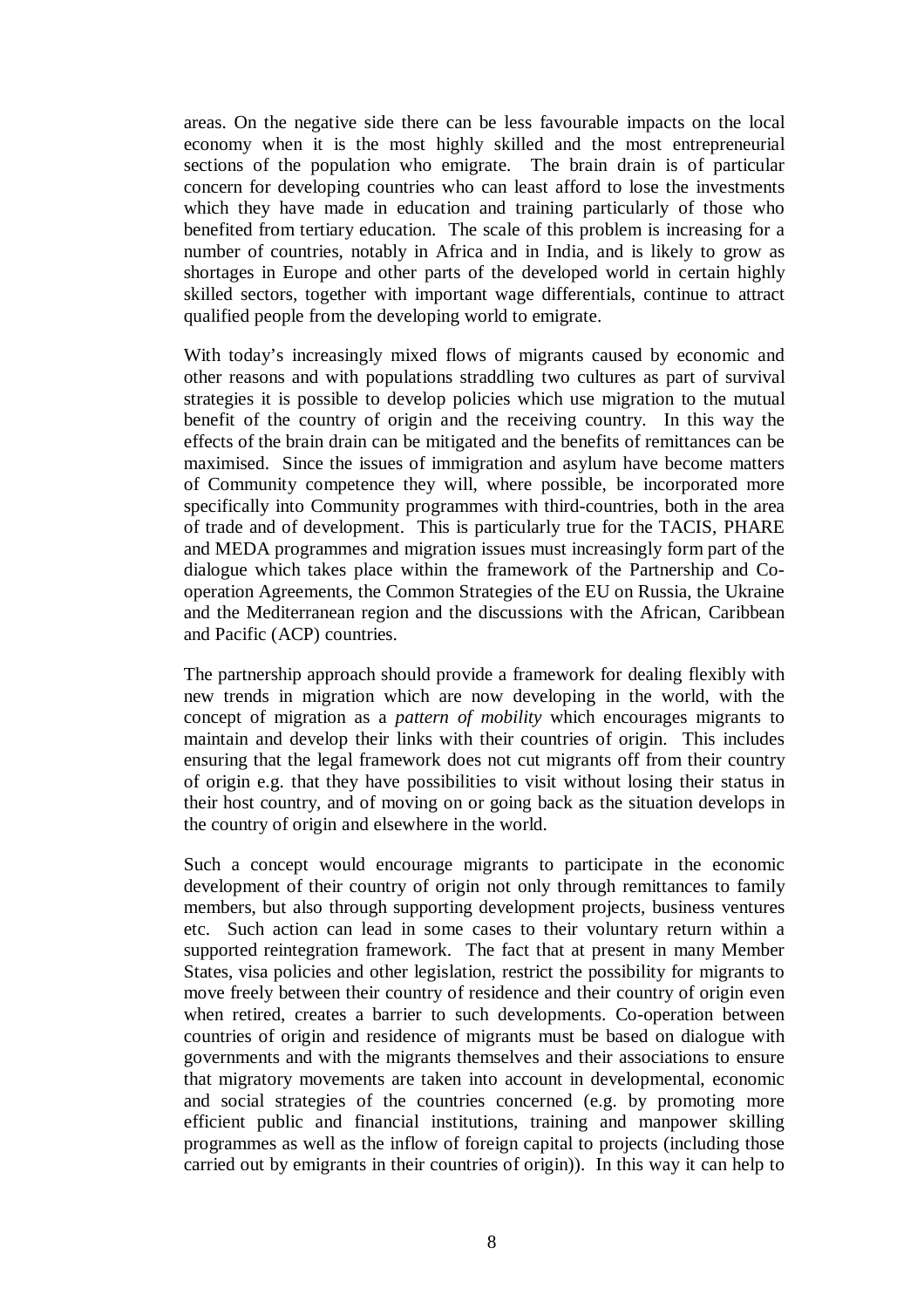areas. On the negative side there can be less favourable impacts on the local economy when it is the most highly skilled and the most entrepreneurial sections of the population who emigrate. The brain drain is of particular concern for developing countries who can least afford to lose the investments which they have made in education and training particularly of those who benefited from tertiary education. The scale of this problem is increasing for a number of countries, notably in Africa and in India, and is likely to grow as shortages in Europe and other parts of the developed world in certain highly skilled sectors, together with important wage differentials, continue to attract qualified people from the developing world to emigrate.

With today's increasingly mixed flows of migrants caused by economic and other reasons and with populations straddling two cultures as part of survival strategies it is possible to develop policies which use migration to the mutual benefit of the country of origin and the receiving country. In this way the effects of the brain drain can be mitigated and the benefits of remittances can be maximised. Since the issues of immigration and asylum have become matters of Community competence they will, where possible, be incorporated more specifically into Community programmes with third-countries, both in the area of trade and of development. This is particularly true for the TACIS, PHARE and MEDA programmes and migration issues must increasingly form part of the dialogue which takes place within the framework of the Partnership and Co-operation Agreements, the Common Strategies of the EU on Russia, the Ukraine and the Mediterranean region and the discussions with the African, Caribbean and Pacific (ACP) countries.

The partnership approach should provide a framework for dealing flexibly with new trends in migration which are now developing in the world, with the concept of migration as a *pattern of mobility* which encourages migrants to maintain and develop their links with their countries of origin. This includes ensuring that the legal framework does not cut migrants off from their country of origin e.g. that they have possibilities to visit without losing their status in their host country, and of moving on or going back as the situation develops in the country of origin and elsewhere in the world.

Such a concept would encourage migrants to participate in the economic development of their country of origin not only through remittances to family members, but also through supporting development projects, business ventures etc. Such action can lead in some cases to their voluntary return within a supported reintegration framework. The fact that at present in many Member States, visa policies and other legislation, restrict the possibility for migrants to move freely between their country of residence and their country of origin even when retired, creates a barrier to such developments. Co-operation between countries of origin and residence of migrants must be based on dialogue with governments and with the migrants themselves and their associations to ensure that migratory movements are taken into account in developmental, economic and social strategies of the countries concerned (e.g. by promoting more efficient public and financial institutions, training and manpower skilling programmes as well as the inflow of foreign capital to projects (including those carried out by emigrants in their countries of origin)). In this way it can help to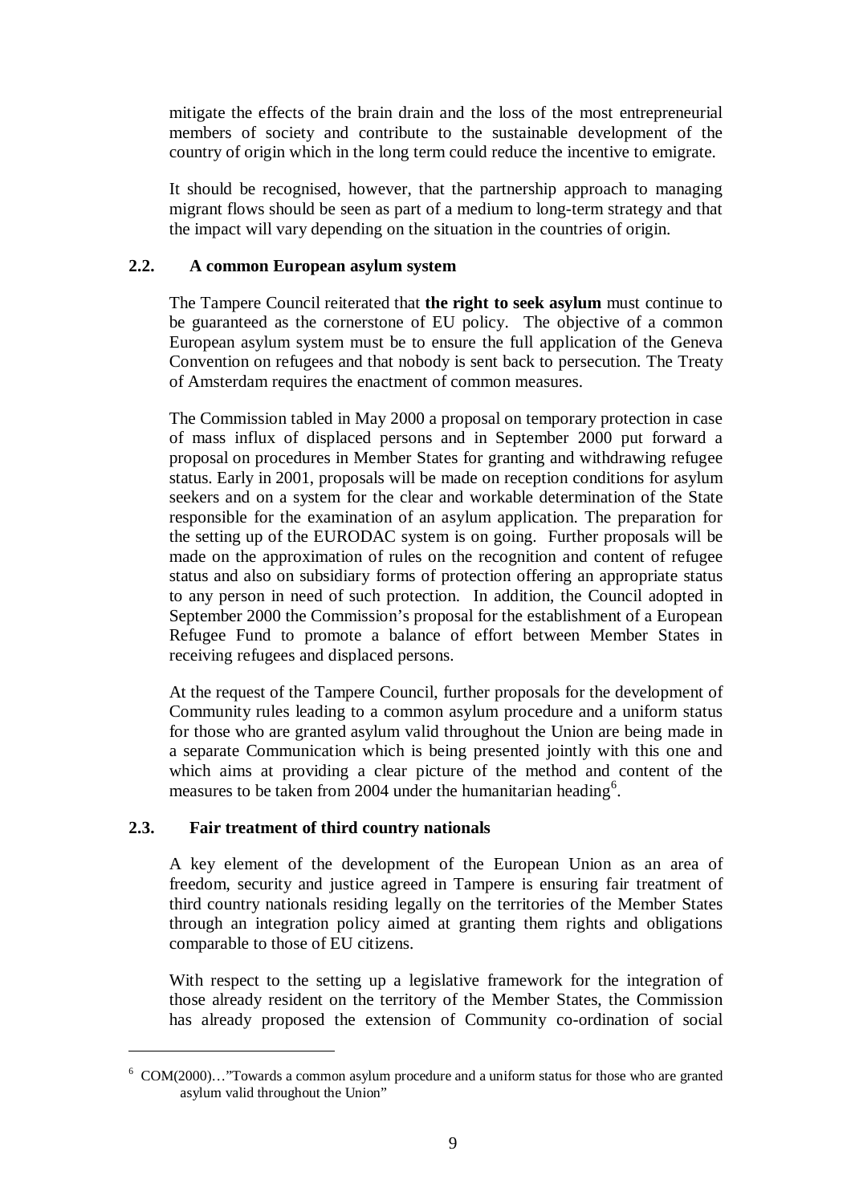mitigate the effects of the brain drain and the loss of the most entrepreneurial members of society and contribute to the sustainable development of the country of origin which in the long term could reduce the incentive to emigrate.

It should be recognised, however, that the partnership approach to managing migrant flows should be seen as part of a medium to long-term strategy and that the impact will vary depending on the situation in the countries of origin.

### 2.2. A common European asylum system

The Tampere Council reiterated that **the right to seek asylum** must continue to be guaranteed as the cornerstone of EU policy. The objective of a common European asylum system must be to ensure the full application of the Geneva Convention on refugees and that nobody is sent back to persecution. The Treaty of Amsterdam requires the enactment of common measures.

The Commission tabled in May 2000 a proposal on temporary protection in case of mass influx of displaced persons and in September 2000 put forward a proposal on procedures in Member States for granting and withdrawing refugee status. Early in 2001, proposals will be made on reception conditions for asylum seekers and on a system for the clear and workable determination of the State responsible for the examination of an asylum application. The preparation for the setting up of the EURODAC system is on going. Further proposals will be made on the approximation of rules on the recognition and content of refugee status and also on subsidiary forms of protection offering an appropriate status to any person in need of such protection. In addition, the Council adopted in September 2000 the Commission's proposal for the establishment of a European Refugee Fund to promote a balance of effort between Member States in receiving refugees and displaced persons.

At the request of the Tampere Council, further proposals for the development of Community rules leading to a common asylum procedure and a uniform status for those who are granted asylum valid throughout the Union are being made in a separate Communication which is being presented jointly with this one and which aims at providing a clear picture of the method and content of the measures to be taken from 2004 under the humanitarian heading[6].

### 2.3. Fair treatment of third country nationals

A key element of the development of the European Union as an area of freedom, security and justice agreed in Tampere is ensuring fair treatment of third country nationals residing legally on the territories of the Member States through an integration policy aimed at granting them rights and obligations comparable to those of EU citizens.

With respect to the setting up a legislative framework for the integration of those already resident on the territory of the Member States, the Commission has already proposed the extension of Community co-ordination of social

---

[6] COM(2000)…"Towards a common asylum procedure and a uniform status for those who are granted asylum valid throughout the Union"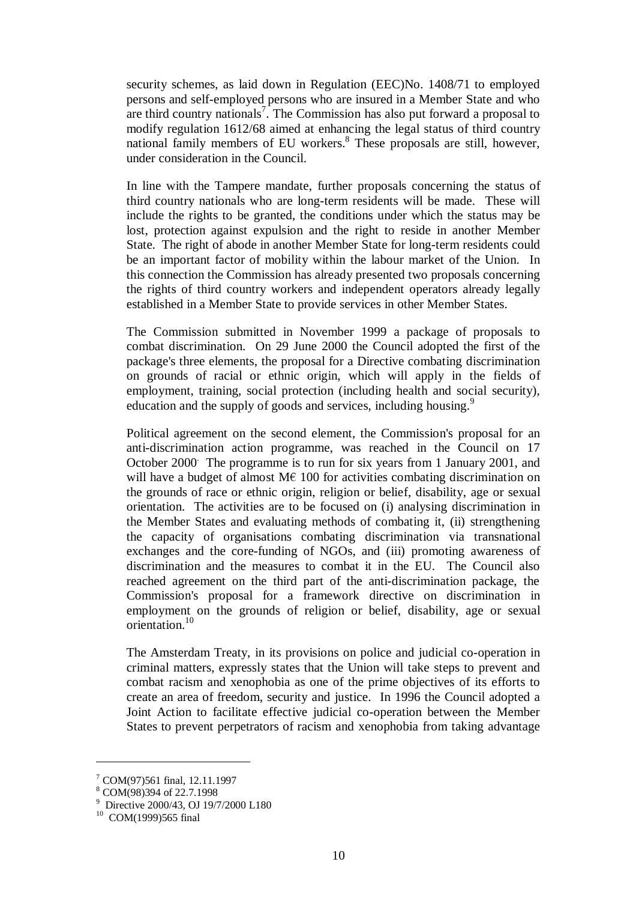security schemes, as laid down in Regulation (EEC)No. 1408/71 to employed persons and self-employed persons who are insured in a Member State and who are third country nationals[7]. The Commission has also put forward a proposal to modify regulation 1612/68 aimed at enhancing the legal status of third country national family members of EU workers.[8] These proposals are still, however, under consideration in the Council.

In line with the Tampere mandate, further proposals concerning the status of third country nationals who are long-term residents will be made. These will include the rights to be granted, the conditions under which the status may be lost, protection against expulsion and the right to reside in another Member State. The right of abode in another Member State for long-term residents could be an important factor of mobility within the labour market of the Union. In this connection the Commission has already presented two proposals concerning the rights of third country workers and independent operators already legally established in a Member State to provide services in other Member States.

The Commission submitted in November 1999 a package of proposals to combat discrimination. On 29 June 2000 the Council adopted the first of the package's three elements, the proposal for a Directive combating discrimination on grounds of racial or ethnic origin, which will apply in the fields of employment, training, social protection (including health and social security), education and the supply of goods and services, including housing.[9]

Political agreement on the second element, the Commission's proposal for an anti-discrimination action programme, was reached in the Council on 17 October 2000. The programme is to run for six years from 1 January 2001, and will have a budget of almost M€ 100 for activities combating discrimination on the grounds of race or ethnic origin, religion or belief, disability, age or sexual orientation. The activities are to be focused on (i) analysing discrimination in the Member States and evaluating methods of combating it, (ii) strengthening the capacity of organisations combating discrimination via transnational exchanges and the core-funding of NGOs, and (iii) promoting awareness of discrimination and the measures to combat it in the EU. The Council also reached agreement on the third part of the anti-discrimination package, the Commission's proposal for a framework directive on discrimination in employment on the grounds of religion or belief, disability, age or sexual orientation.[10]

The Amsterdam Treaty, in its provisions on police and judicial co-operation in criminal matters, expressly states that the Union will take steps to prevent and combat racism and xenophobia as one of the prime objectives of its efforts to create an area of freedom, security and justice. In 1996 the Council adopted a Joint Action to facilitate effective judicial co-operation between the Member States to prevent perpetrators of racism and xenophobia from taking advantage

---

[7] COM(97)561 final, 12.11.1997

[8] COM(98)394 of 22.7.1998

[9] Directive 2000/43, OJ 19/7/2000 L180

[10] COM(1999)565 final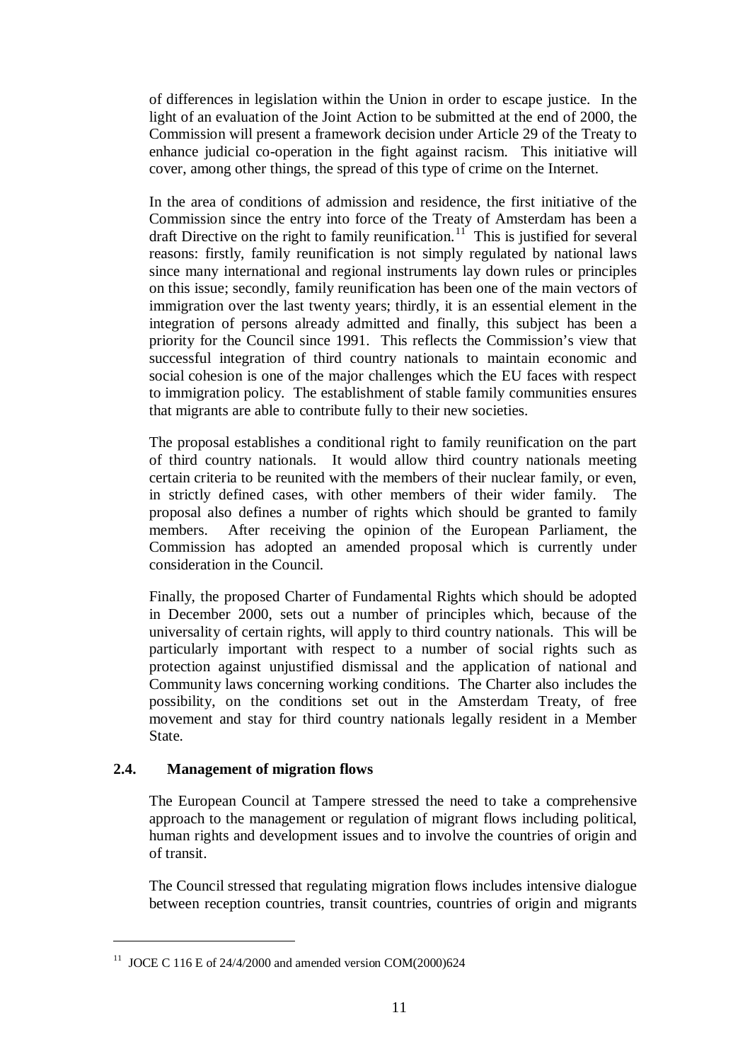of differences in legislation within the Union in order to escape justice. In the light of an evaluation of the Joint Action to be submitted at the end of 2000, the Commission will present a framework decision under Article 29 of the Treaty to enhance judicial co-operation in the fight against racism. This initiative will cover, among other things, the spread of this type of crime on the Internet.

In the area of conditions of admission and residence, the first initiative of the Commission since the entry into force of the Treaty of Amsterdam has been a draft Directive on the right to family reunification.[11] This is justified for several reasons: firstly, family reunification is not simply regulated by national laws since many international and regional instruments lay down rules or principles on this issue; secondly, family reunification has been one of the main vectors of immigration over the last twenty years; thirdly, it is an essential element in the integration of persons already admitted and finally, this subject has been a priority for the Council since 1991. This reflects the Commission's view that successful integration of third country nationals to maintain economic and social cohesion is one of the major challenges which the EU faces with respect to immigration policy. The establishment of stable family communities ensures that migrants are able to contribute fully to their new societies.

The proposal establishes a conditional right to family reunification on the part of third country nationals. It would allow third country nationals meeting certain criteria to be reunited with the members of their nuclear family, or even, in strictly defined cases, with other members of their wider family. The proposal also defines a number of rights which should be granted to family members. After receiving the opinion of the European Parliament, the Commission has adopted an amended proposal which is currently under consideration in the Council.

Finally, the proposed Charter of Fundamental Rights which should be adopted in December 2000, sets out a number of principles which, because of the universality of certain rights, will apply to third country nationals. This will be particularly important with respect to a number of social rights such as protection against unjustified dismissal and the application of national and Community laws concerning working conditions. The Charter also includes the possibility, on the conditions set out in the Amsterdam Treaty, of free movement and stay for third country nationals legally resident in a Member State.

### 2.4. Management of migration flows

The European Council at Tampere stressed the need to take a comprehensive approach to the management or regulation of migrant flows including political, human rights and development issues and to involve the countries of origin and of transit.

The Council stressed that regulating migration flows includes intensive dialogue between reception countries, transit countries, countries of origin and migrants

---

[11] JOCE C 116 E of 24/4/2000 and amended version COM(2000)624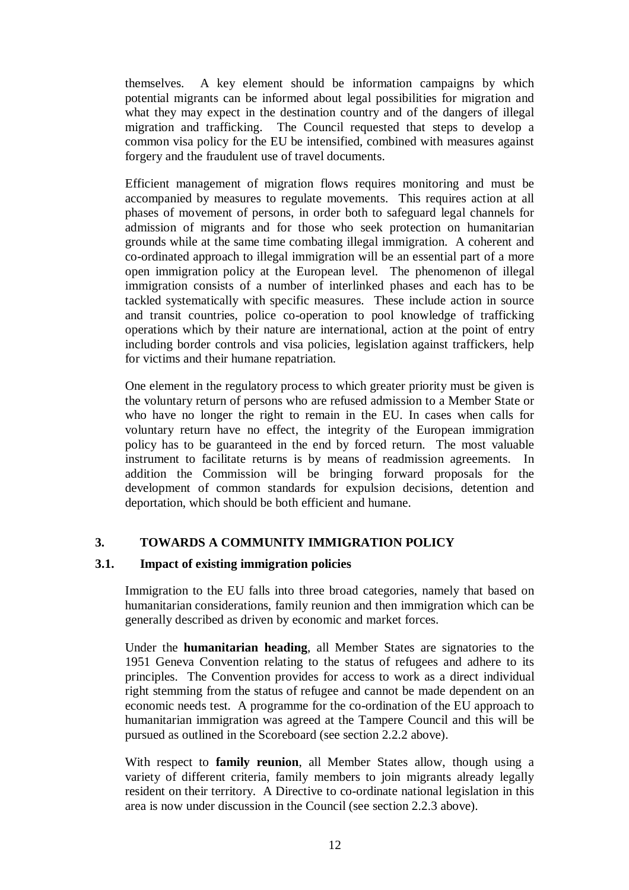themselves. A key element should be information campaigns by which potential migrants can be informed about legal possibilities for migration and what they may expect in the destination country and of the dangers of illegal migration and trafficking. The Council requested that steps to develop a common visa policy for the EU be intensified, combined with measures against forgery and the fraudulent use of travel documents.

Efficient management of migration flows requires monitoring and must be accompanied by measures to regulate movements. This requires action at all phases of movement of persons, in order both to safeguard legal channels for admission of migrants and for those who seek protection on humanitarian grounds while at the same time combating illegal immigration. A coherent and co-ordinated approach to illegal immigration will be an essential part of a more open immigration policy at the European level. The phenomenon of illegal immigration consists of a number of interlinked phases and each has to be tackled systematically with specific measures. These include action in source and transit countries, police co-operation to pool knowledge of trafficking operations which by their nature are international, action at the point of entry including border controls and visa policies, legislation against traffickers, help for victims and their humane repatriation.

One element in the regulatory process to which greater priority must be given is the voluntary return of persons who are refused admission to a Member State or who have no longer the right to remain in the EU. In cases when calls for voluntary return have no effect, the integrity of the European immigration policy has to be guaranteed in the end by forced return. The most valuable instrument to facilitate returns is by means of readmission agreements. In addition the Commission will be bringing forward proposals for the development of common standards for expulsion decisions, detention and deportation, which should be both efficient and humane.

## 3. TOWARDS A COMMUNITY IMMIGRATION POLICY

### 3.1. Impact of existing immigration policies

Immigration to the EU falls into three broad categories, namely that based on humanitarian considerations, family reunion and then immigration which can be generally described as driven by economic and market forces.

Under the **humanitarian heading**, all Member States are signatories to the 1951 Geneva Convention relating to the status of refugees and adhere to its principles. The Convention provides for access to work as a direct individual right stemming from the status of refugee and cannot be made dependent on an economic needs test. A programme for the co-ordination of the EU approach to humanitarian immigration was agreed at the Tampere Council and this will be pursued as outlined in the Scoreboard (see section 2.2.2 above).

With respect to **family reunion**, all Member States allow, though using a variety of different criteria, family members to join migrants already legally resident on their territory. A Directive to co-ordinate national legislation in this area is now under discussion in the Council (see section 2.2.3 above).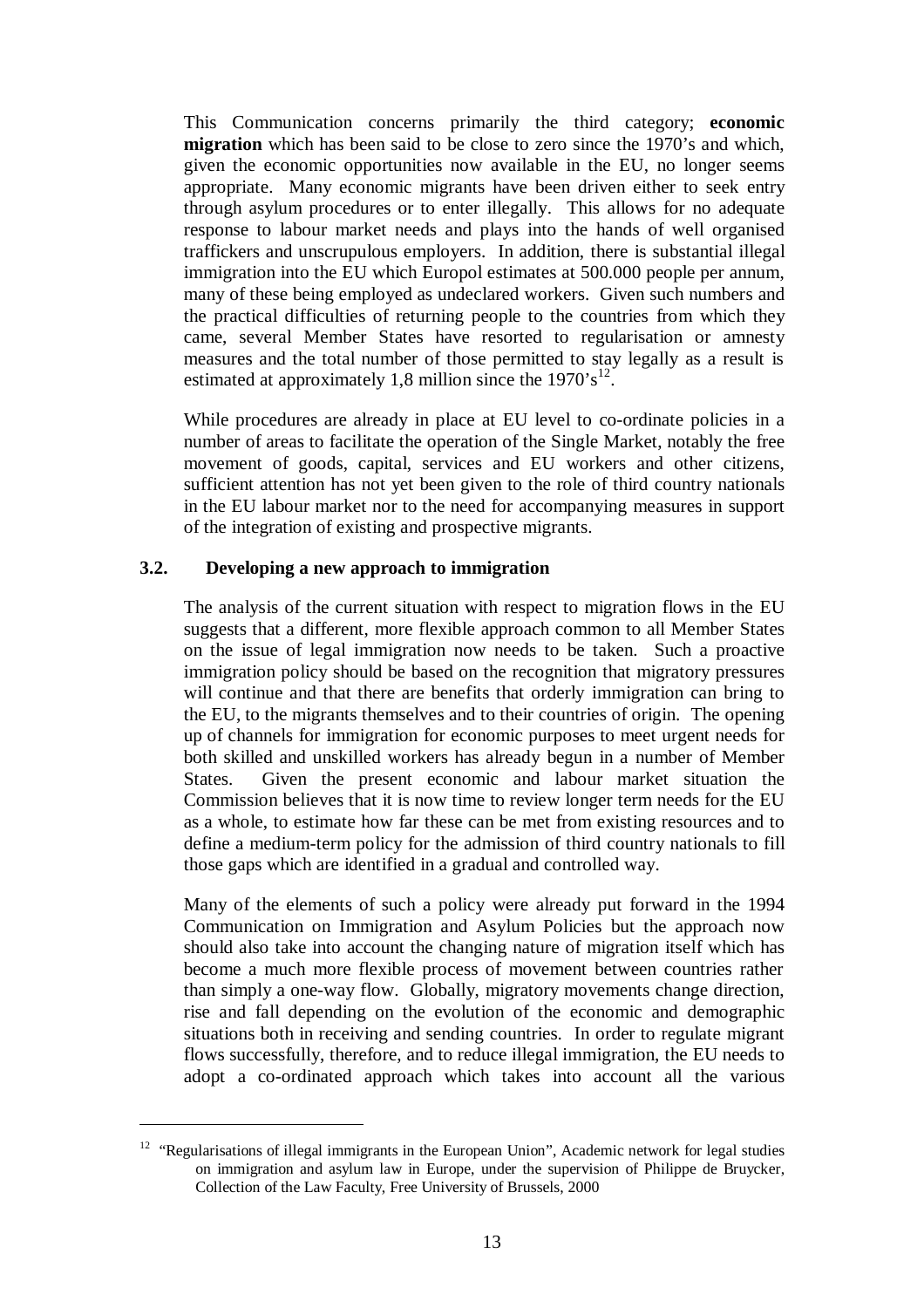This Communication concerns primarily the third category; **economic migration** which has been said to be close to zero since the 1970's and which, given the economic opportunities now available in the EU, no longer seems appropriate. Many economic migrants have been driven either to seek entry through asylum procedures or to enter illegally. This allows for no adequate response to labour market needs and plays into the hands of well organised traffickers and unscrupulous employers. In addition, there is substantial illegal immigration into the EU which Europol estimates at 500.000 people per annum, many of these being employed as undeclared workers. Given such numbers and the practical difficulties of returning people to the countries from which they came, several Member States have resorted to regularisation or amnesty measures and the total number of those permitted to stay legally as a result is estimated at approximately 1,8 million since the 1970's[12].

While procedures are already in place at EU level to co-ordinate policies in a number of areas to facilitate the operation of the Single Market, notably the free movement of goods, capital, services and EU workers and other citizens, sufficient attention has not yet been given to the role of third country nationals in the EU labour market nor to the need for accompanying measures in support of the integration of existing and prospective migrants.

### 3.2. Developing a new approach to immigration

The analysis of the current situation with respect to migration flows in the EU suggests that a different, more flexible approach common to all Member States on the issue of legal immigration now needs to be taken. Such a proactive immigration policy should be based on the recognition that migratory pressures will continue and that there are benefits that orderly immigration can bring to the EU, to the migrants themselves and to their countries of origin. The opening up of channels for immigration for economic purposes to meet urgent needs for both skilled and unskilled workers has already begun in a number of Member States. Given the present economic and labour market situation the Commission believes that it is now time to review longer term needs for the EU as a whole, to estimate how far these can be met from existing resources and to define a medium-term policy for the admission of third country nationals to fill those gaps which are identified in a gradual and controlled way.

Many of the elements of such a policy were already put forward in the 1994 Communication on Immigration and Asylum Policies but the approach now should also take into account the changing nature of migration itself which has become a much more flexible process of movement between countries rather than simply a one-way flow. Globally, migratory movements change direction, rise and fall depending on the evolution of the economic and demographic situations both in receiving and sending countries. In order to regulate migrant flows successfully, therefore, and to reduce illegal immigration, the EU needs to adopt a co-ordinated approach which takes into account all the various

---

[12] "Regularisations of illegal immigrants in the European Union", Academic network for legal studies on immigration and asylum law in Europe, under the supervision of Philippe de Bruycker, Collection of the Law Faculty, Free University of Brussels, 2000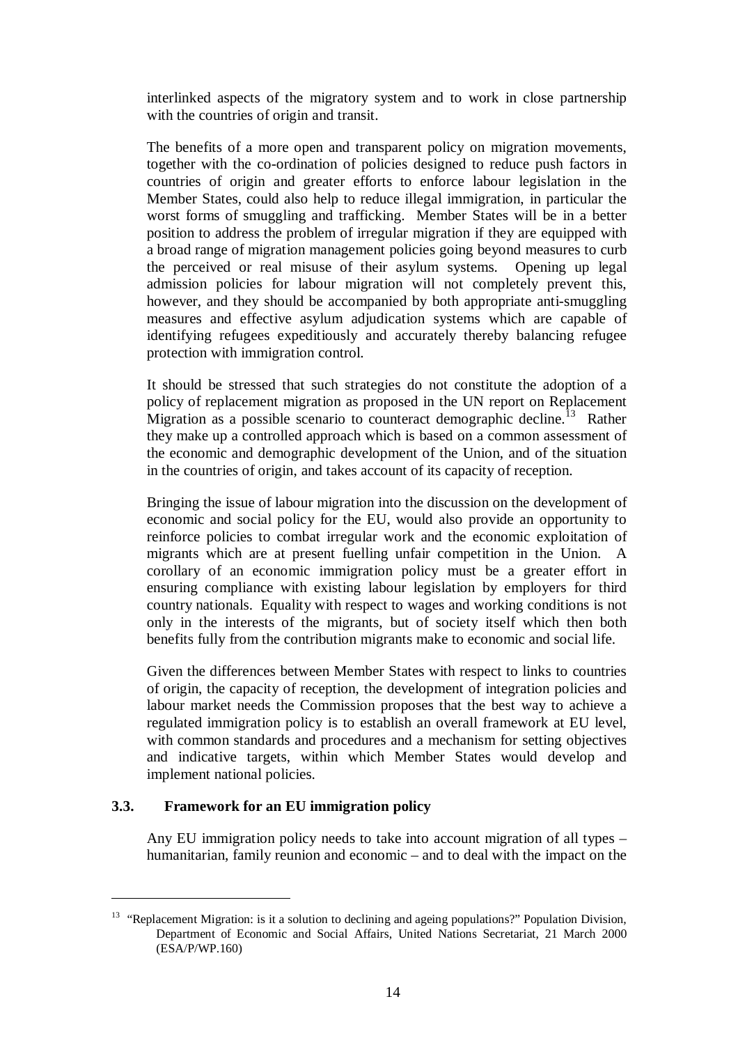interlinked aspects of the migratory system and to work in close partnership with the countries of origin and transit.

The benefits of a more open and transparent policy on migration movements, together with the co-ordination of policies designed to reduce push factors in countries of origin and greater efforts to enforce labour legislation in the Member States, could also help to reduce illegal immigration, in particular the worst forms of smuggling and trafficking. Member States will be in a better position to address the problem of irregular migration if they are equipped with a broad range of migration management policies going beyond measures to curb the perceived or real misuse of their asylum systems. Opening up legal admission policies for labour migration will not completely prevent this, however, and they should be accompanied by both appropriate anti-smuggling measures and effective asylum adjudication systems which are capable of identifying refugees expeditiously and accurately thereby balancing refugee protection with immigration control.

It should be stressed that such strategies do not constitute the adoption of a policy of replacement migration as proposed in the UN report on Replacement Migration as a possible scenario to counteract demographic decline.[13] Rather they make up a controlled approach which is based on a common assessment of the economic and demographic development of the Union, and of the situation in the countries of origin, and takes account of its capacity of reception.

Bringing the issue of labour migration into the discussion on the development of economic and social policy for the EU, would also provide an opportunity to reinforce policies to combat irregular work and the economic exploitation of migrants which are at present fuelling unfair competition in the Union. A corollary of an economic immigration policy must be a greater effort in ensuring compliance with existing labour legislation by employers for third country nationals. Equality with respect to wages and working conditions is not only in the interests of the migrants, but of society itself which then both benefits fully from the contribution migrants make to economic and social life.

Given the differences between Member States with respect to links to countries of origin, the capacity of reception, the development of integration policies and labour market needs the Commission proposes that the best way to achieve a regulated immigration policy is to establish an overall framework at EU level, with common standards and procedures and a mechanism for setting objectives and indicative targets, within which Member States would develop and implement national policies.

### 3.3. Framework for an EU immigration policy

Any EU immigration policy needs to take into account migration of all types – humanitarian, family reunion and economic – and to deal with the impact on the

---

[13] "Replacement Migration: is it a solution to declining and ageing populations?" Population Division, Department of Economic and Social Affairs, United Nations Secretariat, 21 March 2000 (ESA/P/WP.160)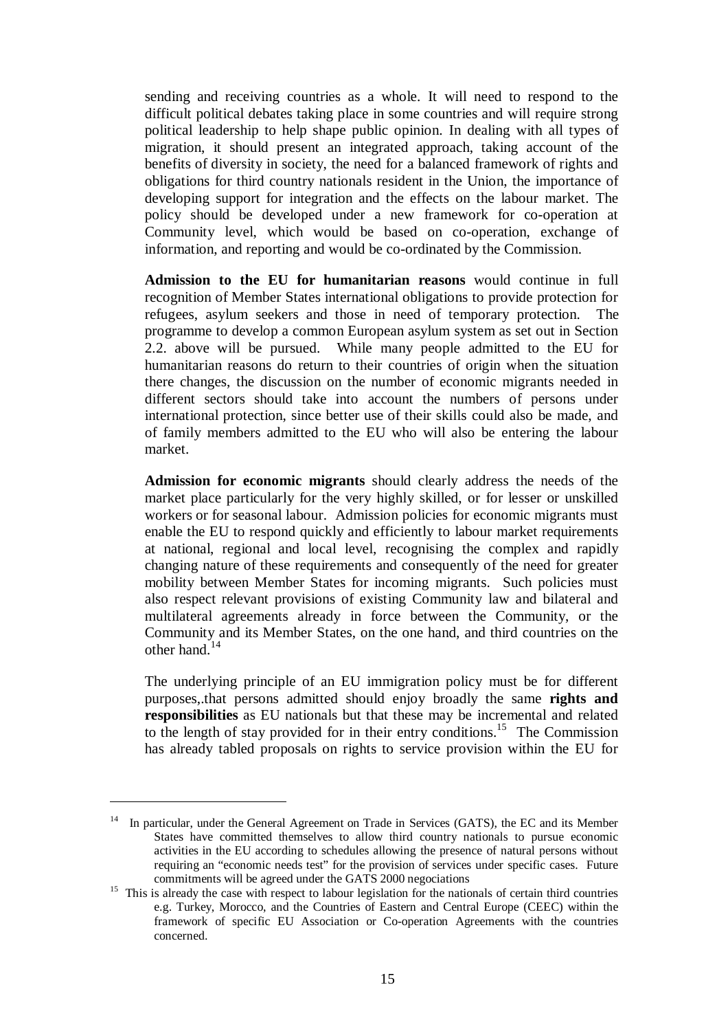sending and receiving countries as a whole. It will need to respond to the difficult political debates taking place in some countries and will require strong political leadership to help shape public opinion. In dealing with all types of migration, it should present an integrated approach, taking account of the benefits of diversity in society, the need for a balanced framework of rights and obligations for third country nationals resident in the Union, the importance of developing support for integration and the effects on the labour market. The policy should be developed under a new framework for co-operation at Community level, which would be based on co-operation, exchange of information, and reporting and would be co-ordinated by the Commission.

**Admission to the EU for humanitarian reasons** would continue in full recognition of Member States international obligations to provide protection for refugees, asylum seekers and those in need of temporary protection. The programme to develop a common European asylum system as set out in Section 2.2. above will be pursued. While many people admitted to the EU for humanitarian reasons do return to their countries of origin when the situation there changes, the discussion on the number of economic migrants needed in different sectors should take into account the numbers of persons under international protection, since better use of their skills could also be made, and of family members admitted to the EU who will also be entering the labour market.

**Admission for economic migrants** should clearly address the needs of the market place particularly for the very highly skilled, or for lesser or unskilled workers or for seasonal labour. Admission policies for economic migrants must enable the EU to respond quickly and efficiently to labour market requirements at national, regional and local level, recognising the complex and rapidly changing nature of these requirements and consequently of the need for greater mobility between Member States for incoming migrants. Such policies must also respect relevant provisions of existing Community law and bilateral and multilateral agreements already in force between the Community, or the Community and its Member States, on the one hand, and third countries on the other hand.[14]

The underlying principle of an EU immigration policy must be for different purposes,.that persons admitted should enjoy broadly the same **rights and responsibilities** as EU nationals but that these may be incremental and related to the length of stay provided for in their entry conditions.[15] The Commission has already tabled proposals on rights to service provision within the EU for

---

[14] In particular, under the General Agreement on Trade in Services (GATS), the EC and its Member States have committed themselves to allow third country nationals to pursue economic activities in the EU according to schedules allowing the presence of natural persons without requiring an "economic needs test" for the provision of services under specific cases. Future commitments will be agreed under the GATS 2000 negociations

[15] This is already the case with respect to labour legislation for the nationals of certain third countries e.g. Turkey, Morocco, and the Countries of Eastern and Central Europe (CEEC) within the framework of specific EU Association or Co-operation Agreements with the countries concerned.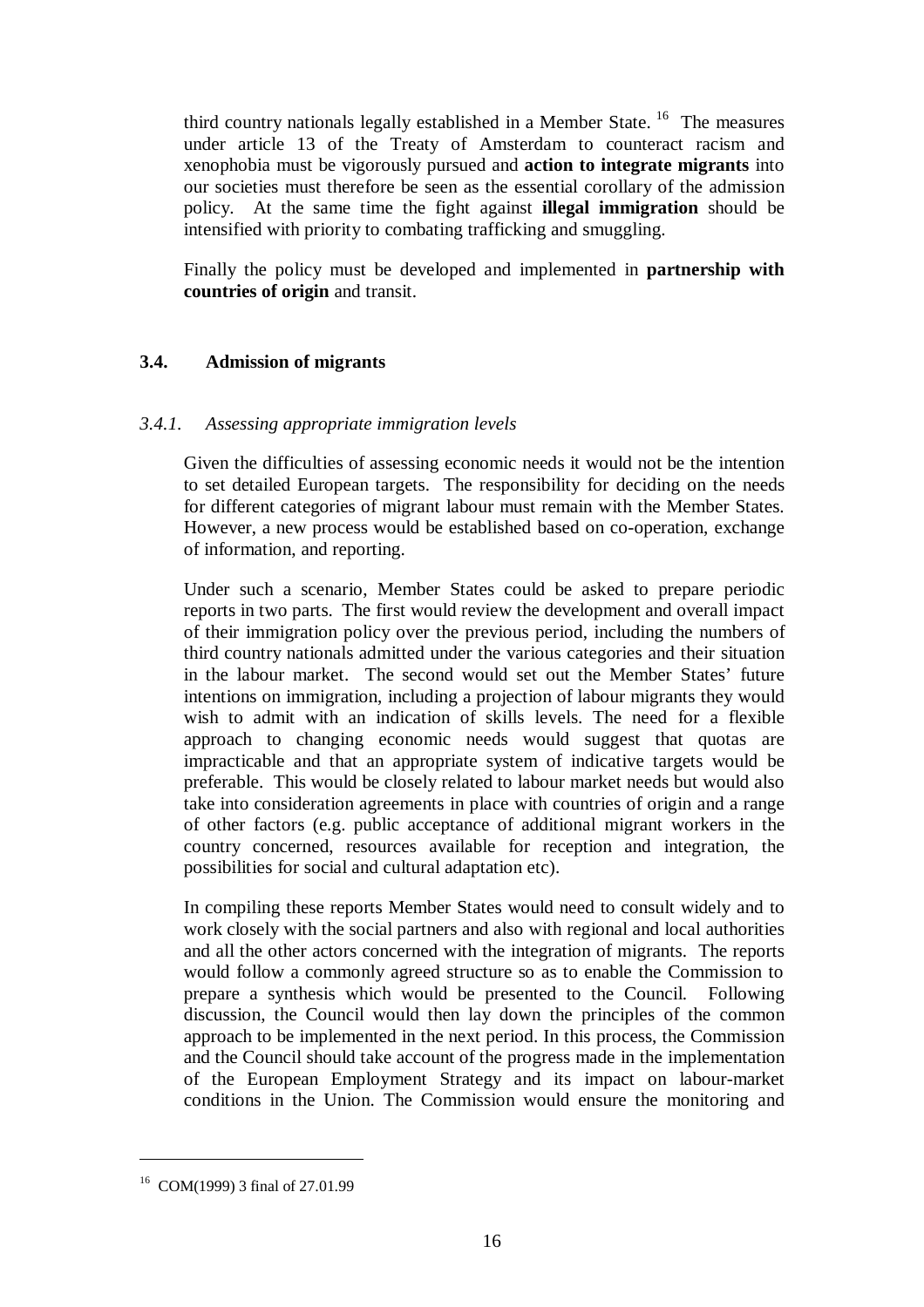third country nationals legally established in a Member State. [16] The measures under article 13 of the Treaty of Amsterdam to counteract racism and xenophobia must be vigorously pursued and **action to integrate migrants** into our societies must therefore be seen as the essential corollary of the admission policy. At the same time the fight against **illegal immigration** should be intensified with priority to combating trafficking and smuggling.

Finally the policy must be developed and implemented in **partnership with countries of origin** and transit.

### 3.4. Admission of migrants

#### *3.4.1. Assessing appropriate immigration levels*

Given the difficulties of assessing economic needs it would not be the intention to set detailed European targets. The responsibility for deciding on the needs for different categories of migrant labour must remain with the Member States. However, a new process would be established based on co-operation, exchange of information, and reporting.

Under such a scenario, Member States could be asked to prepare periodic reports in two parts. The first would review the development and overall impact of their immigration policy over the previous period, including the numbers of third country nationals admitted under the various categories and their situation in the labour market. The second would set out the Member States' future intentions on immigration, including a projection of labour migrants they would wish to admit with an indication of skills levels. The need for a flexible approach to changing economic needs would suggest that quotas are impracticable and that an appropriate system of indicative targets would be preferable. This would be closely related to labour market needs but would also take into consideration agreements in place with countries of origin and a range of other factors (e.g. public acceptance of additional migrant workers in the country concerned, resources available for reception and integration, the possibilities for social and cultural adaptation etc).

In compiling these reports Member States would need to consult widely and to work closely with the social partners and also with regional and local authorities and all the other actors concerned with the integration of migrants. The reports would follow a commonly agreed structure so as to enable the Commission to prepare a synthesis which would be presented to the Council. Following discussion, the Council would then lay down the principles of the common approach to be implemented in the next period. In this process, the Commission and the Council should take account of the progress made in the implementation of the European Employment Strategy and its impact on labour-market conditions in the Union. The Commission would ensure the monitoring and

---

[16] COM(1999) 3 final of 27.01.99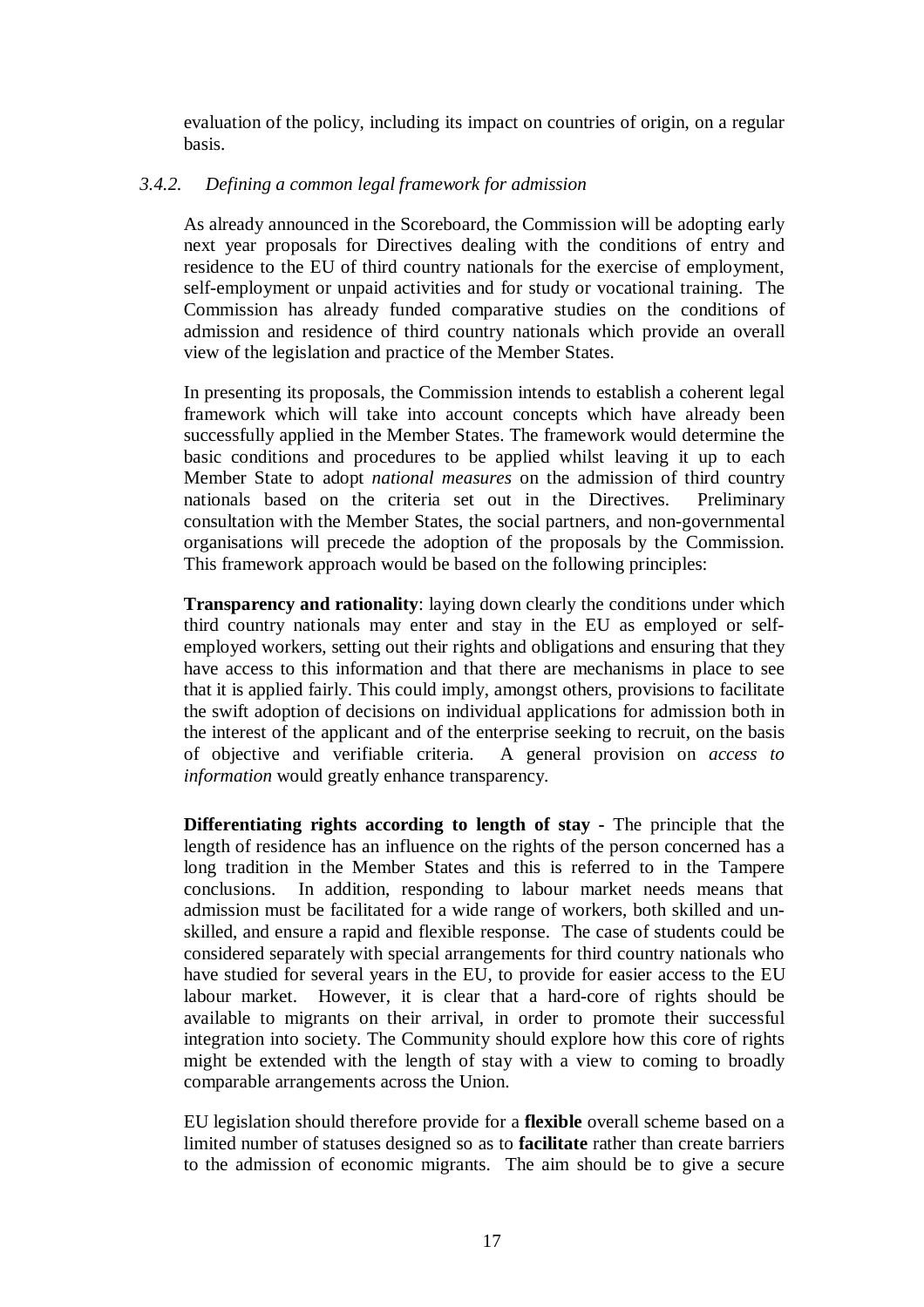evaluation of the policy, including its impact on countries of origin, on a regular basis.

### *3.4.2. Defining a common legal framework for admission*

As already announced in the Scoreboard, the Commission will be adopting early next year proposals for Directives dealing with the conditions of entry and residence to the EU of third country nationals for the exercise of employment, self-employment or unpaid activities and for study or vocational training. The Commission has already funded comparative studies on the conditions of admission and residence of third country nationals which provide an overall view of the legislation and practice of the Member States.

In presenting its proposals, the Commission intends to establish a coherent legal framework which will take into account concepts which have already been successfully applied in the Member States. The framework would determine the basic conditions and procedures to be applied whilst leaving it up to each Member State to adopt *national measures* on the admission of third country nationals based on the criteria set out in the Directives. Preliminary consultation with the Member States, the social partners, and non-governmental organisations will precede the adoption of the proposals by the Commission. This framework approach would be based on the following principles:

**Transparency and rationality**: laying down clearly the conditions under which third country nationals may enter and stay in the EU as employed or self-employed workers, setting out their rights and obligations and ensuring that they have access to this information and that there are mechanisms in place to see that it is applied fairly. This could imply, amongst others, provisions to facilitate the swift adoption of decisions on individual applications for admission both in the interest of the applicant and of the enterprise seeking to recruit, on the basis of objective and verifiable criteria. A general provision on *access to information* would greatly enhance transparency.

**Differentiating rights according to length of stay -** The principle that the length of residence has an influence on the rights of the person concerned has a long tradition in the Member States and this is referred to in the Tampere conclusions. In addition, responding to labour market needs means that admission must be facilitated for a wide range of workers, both skilled and un-skilled, and ensure a rapid and flexible response. The case of students could be considered separately with special arrangements for third country nationals who have studied for several years in the EU, to provide for easier access to the EU labour market. However, it is clear that a hard-core of rights should be available to migrants on their arrival, in order to promote their successful integration into society. The Community should explore how this core of rights might be extended with the length of stay with a view to coming to broadly comparable arrangements across the Union.

EU legislation should therefore provide for a **flexible** overall scheme based on a limited number of statuses designed so as to **facilitate** rather than create barriers to the admission of economic migrants. The aim should be to give a secure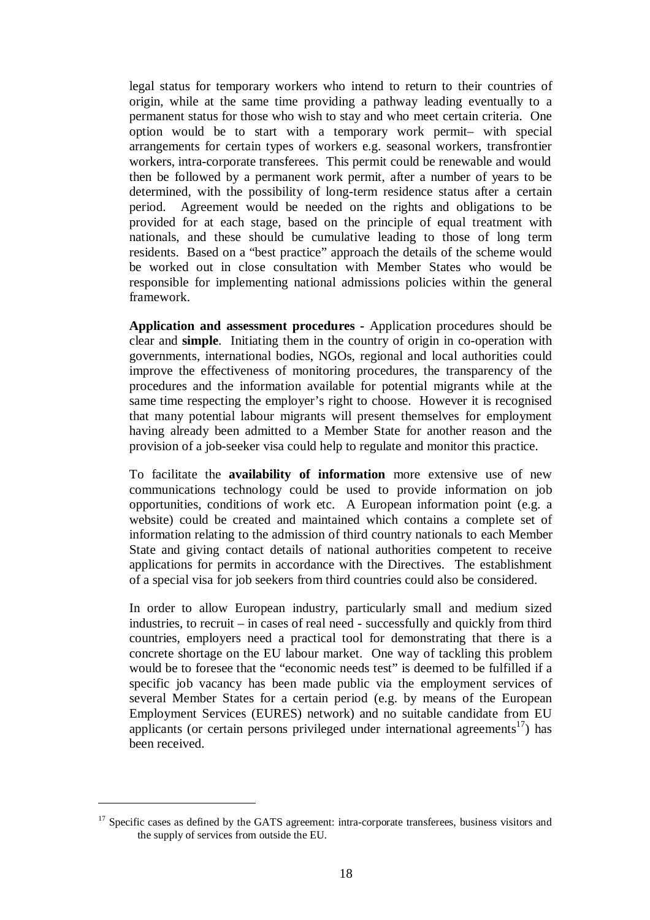legal status for temporary workers who intend to return to their countries of origin, while at the same time providing a pathway leading eventually to a permanent status for those who wish to stay and who meet certain criteria. One option would be to start with a temporary work permit– with special arrangements for certain types of workers e.g. seasonal workers, transfrontier workers, intra-corporate transferees. This permit could be renewable and would then be followed by a permanent work permit, after a number of years to be determined, with the possibility of long-term residence status after a certain period. Agreement would be needed on the rights and obligations to be provided for at each stage, based on the principle of equal treatment with nationals, and these should be cumulative leading to those of long term residents. Based on a "best practice" approach the details of the scheme would be worked out in close consultation with Member States who would be responsible for implementing national admissions policies within the general framework.

**Application and assessment procedures** - Application procedures should be clear and **simple**. Initiating them in the country of origin in co-operation with governments, international bodies, NGOs, regional and local authorities could improve the effectiveness of monitoring procedures, the transparency of the procedures and the information available for potential migrants while at the same time respecting the employer's right to choose. However it is recognised that many potential labour migrants will present themselves for employment having already been admitted to a Member State for another reason and the provision of a job-seeker visa could help to regulate and monitor this practice.

To facilitate the **availability of information** more extensive use of new communications technology could be used to provide information on job opportunities, conditions of work etc. A European information point (e.g. a website) could be created and maintained which contains a complete set of information relating to the admission of third country nationals to each Member State and giving contact details of national authorities competent to receive applications for permits in accordance with the Directives. The establishment of a special visa for job seekers from third countries could also be considered.

In order to allow European industry, particularly small and medium sized industries, to recruit – in cases of real need - successfully and quickly from third countries, employers need a practical tool for demonstrating that there is a concrete shortage on the EU labour market. One way of tackling this problem would be to foresee that the "economic needs test" is deemed to be fulfilled if a specific job vacancy has been made public via the employment services of several Member States for a certain period (e.g. by means of the European Employment Services (EURES) network) and no suitable candidate from EU applicants (or certain persons privileged under international agreements[17]) has been received.

[17] Specific cases as defined by the GATS agreement: intra-corporate transferees, business visitors and the supply of services from outside the EU.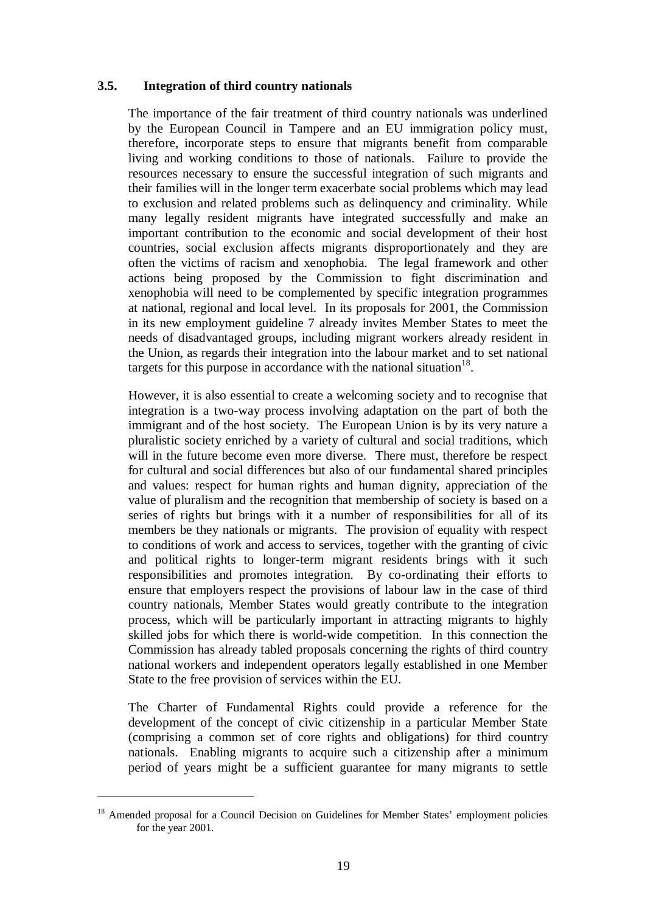### 3.5. Integration of third country nationals

The importance of the fair treatment of third country nationals was underlined by the European Council in Tampere and an EU immigration policy must, therefore, incorporate steps to ensure that migrants benefit from comparable living and working conditions to those of nationals. Failure to provide the resources necessary to ensure the successful integration of such migrants and their families will in the longer term exacerbate social problems which may lead to exclusion and related problems such as delinquency and criminality. While many legally resident migrants have integrated successfully and make an important contribution to the economic and social development of their host countries, social exclusion affects migrants disproportionately and they are often the victims of racism and xenophobia. The legal framework and other actions being proposed by the Commission to fight discrimination and xenophobia will need to be complemented by specific integration programmes at national, regional and local level. In its proposals for 2001, the Commission in its new employment guideline 7 already invites Member States to meet the needs of disadvantaged groups, including migrant workers already resident in the Union, as regards their integration into the labour market and to set national targets for this purpose in accordance with the national situation[18].

However, it is also essential to create a welcoming society and to recognise that integration is a two-way process involving adaptation on the part of both the immigrant and of the host society. The European Union is by its very nature a pluralistic society enriched by a variety of cultural and social traditions, which will in the future become even more diverse. There must, therefore be respect for cultural and social differences but also of our fundamental shared principles and values: respect for human rights and human dignity, appreciation of the value of pluralism and the recognition that membership of society is based on a series of rights but brings with it a number of responsibilities for all of its members be they nationals or migrants. The provision of equality with respect to conditions of work and access to services, together with the granting of civic and political rights to longer-term migrant residents brings with it such responsibilities and promotes integration. By co-ordinating their efforts to ensure that employers respect the provisions of labour law in the case of third country nationals, Member States would greatly contribute to the integration process, which will be particularly important in attracting migrants to highly skilled jobs for which there is world-wide competition. In this connection the Commission has already tabled proposals concerning the rights of third country national workers and independent operators legally established in one Member State to the free provision of services within the EU.

The Charter of Fundamental Rights could provide a reference for the development of the concept of civic citizenship in a particular Member State (comprising a common set of core rights and obligations) for third country nationals. Enabling migrants to acquire such a citizenship after a minimum period of years might be a sufficient guarantee for many migrants to settle

---

[18] Amended proposal for a Council Decision on Guidelines for Member States' employment policies for the year 2001.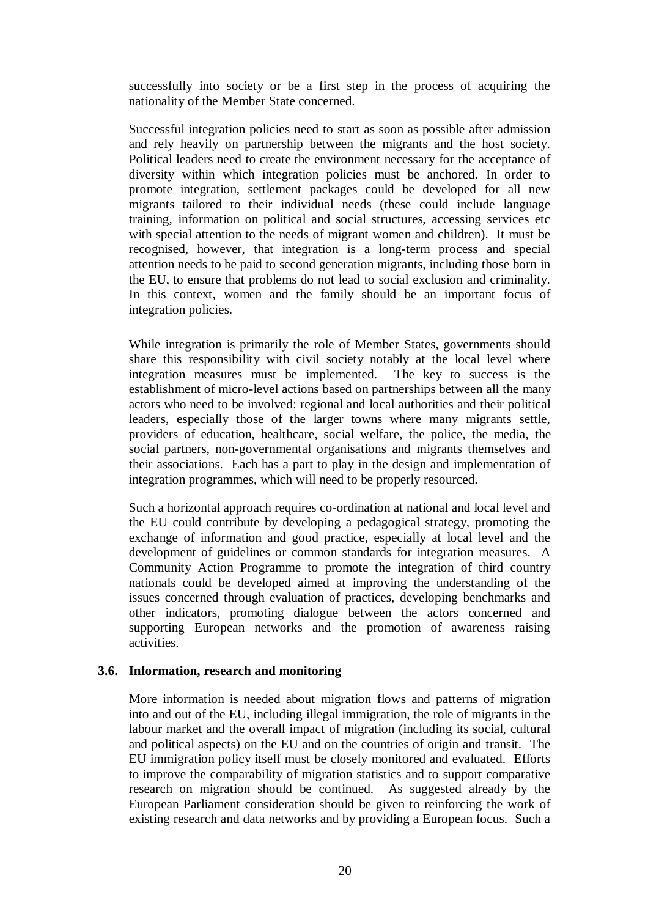successfully into society or be a first step in the process of acquiring the nationality of the Member State concerned.

Successful integration policies need to start as soon as possible after admission and rely heavily on partnership between the migrants and the host society. Political leaders need to create the environment necessary for the acceptance of diversity within which integration policies must be anchored. In order to promote integration, settlement packages could be developed for all new migrants tailored to their individual needs (these could include language training, information on political and social structures, accessing services etc with special attention to the needs of migrant women and children). It must be recognised, however, that integration is a long-term process and special attention needs to be paid to second generation migrants, including those born in the EU, to ensure that problems do not lead to social exclusion and criminality. In this context, women and the family should be an important focus of integration policies.

While integration is primarily the role of Member States, governments should share this responsibility with civil society notably at the local level where integration measures must be implemented. The key to success is the establishment of micro-level actions based on partnerships between all the many actors who need to be involved: regional and local authorities and their political leaders, especially those of the larger towns where many migrants settle, providers of education, healthcare, social welfare, the police, the media, the social partners, non-governmental organisations and migrants themselves and their associations. Each has a part to play in the design and implementation of integration programmes, which will need to be properly resourced.

Such a horizontal approach requires co-ordination at national and local level and the EU could contribute by developing a pedagogical strategy, promoting the exchange of information and good practice, especially at local level and the development of guidelines or common standards for integration measures. A Community Action Programme to promote the integration of third country nationals could be developed aimed at improving the understanding of the issues concerned through evaluation of practices, developing benchmarks and other indicators, promoting dialogue between the actors concerned and supporting European networks and the promotion of awareness raising activities.

### 3.6. Information, research and monitoring

More information is needed about migration flows and patterns of migration into and out of the EU, including illegal immigration, the role of migrants in the labour market and the overall impact of migration (including its social, cultural and political aspects) on the EU and on the countries of origin and transit. The EU immigration policy itself must be closely monitored and evaluated. Efforts to improve the comparability of migration statistics and to support comparative research on migration should be continued. As suggested already by the European Parliament consideration should be given to reinforcing the work of existing research and data networks and by providing a European focus. Such a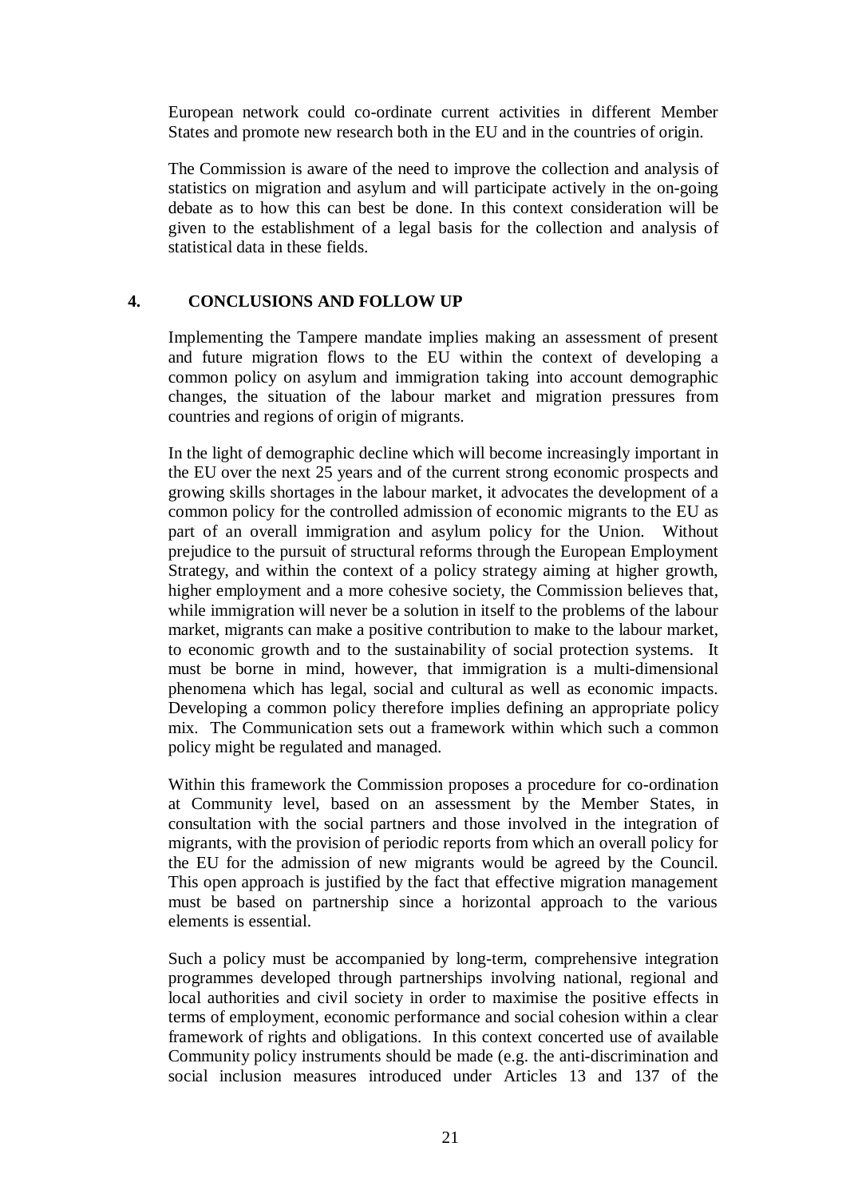European network could co-ordinate current activities in different Member States and promote new research both in the EU and in the countries of origin.

The Commission is aware of the need to improve the collection and analysis of statistics on migration and asylum and will participate actively in the on-going debate as to how this can best be done. In this context consideration will be given to the establishment of a legal basis for the collection and analysis of statistical data in these fields.

## 4. CONCLUSIONS AND FOLLOW UP

Implementing the Tampere mandate implies making an assessment of present and future migration flows to the EU within the context of developing a common policy on asylum and immigration taking into account demographic changes, the situation of the labour market and migration pressures from countries and regions of origin of migrants.

In the light of demographic decline which will become increasingly important in the EU over the next 25 years and of the current strong economic prospects and growing skills shortages in the labour market, it advocates the development of a common policy for the controlled admission of economic migrants to the EU as part of an overall immigration and asylum policy for the Union. Without prejudice to the pursuit of structural reforms through the European Employment Strategy, and within the context of a policy strategy aiming at higher growth, higher employment and a more cohesive society, the Commission believes that, while immigration will never be a solution in itself to the problems of the labour market, migrants can make a positive contribution to make to the labour market, to economic growth and to the sustainability of social protection systems. It must be borne in mind, however, that immigration is a multi-dimensional phenomena which has legal, social and cultural as well as economic impacts. Developing a common policy therefore implies defining an appropriate policy mix. The Communication sets out a framework within which such a common policy might be regulated and managed.

Within this framework the Commission proposes a procedure for co-ordination at Community level, based on an assessment by the Member States, in consultation with the social partners and those involved in the integration of migrants, with the provision of periodic reports from which an overall policy for the EU for the admission of new migrants would be agreed by the Council. This open approach is justified by the fact that effective migration management must be based on partnership since a horizontal approach to the various elements is essential.

Such a policy must be accompanied by long-term, comprehensive integration programmes developed through partnerships involving national, regional and local authorities and civil society in order to maximise the positive effects in terms of employment, economic performance and social cohesion within a clear framework of rights and obligations. In this context concerted use of available Community policy instruments should be made (e.g. the anti-discrimination and social inclusion measures introduced under Articles 13 and 137 of the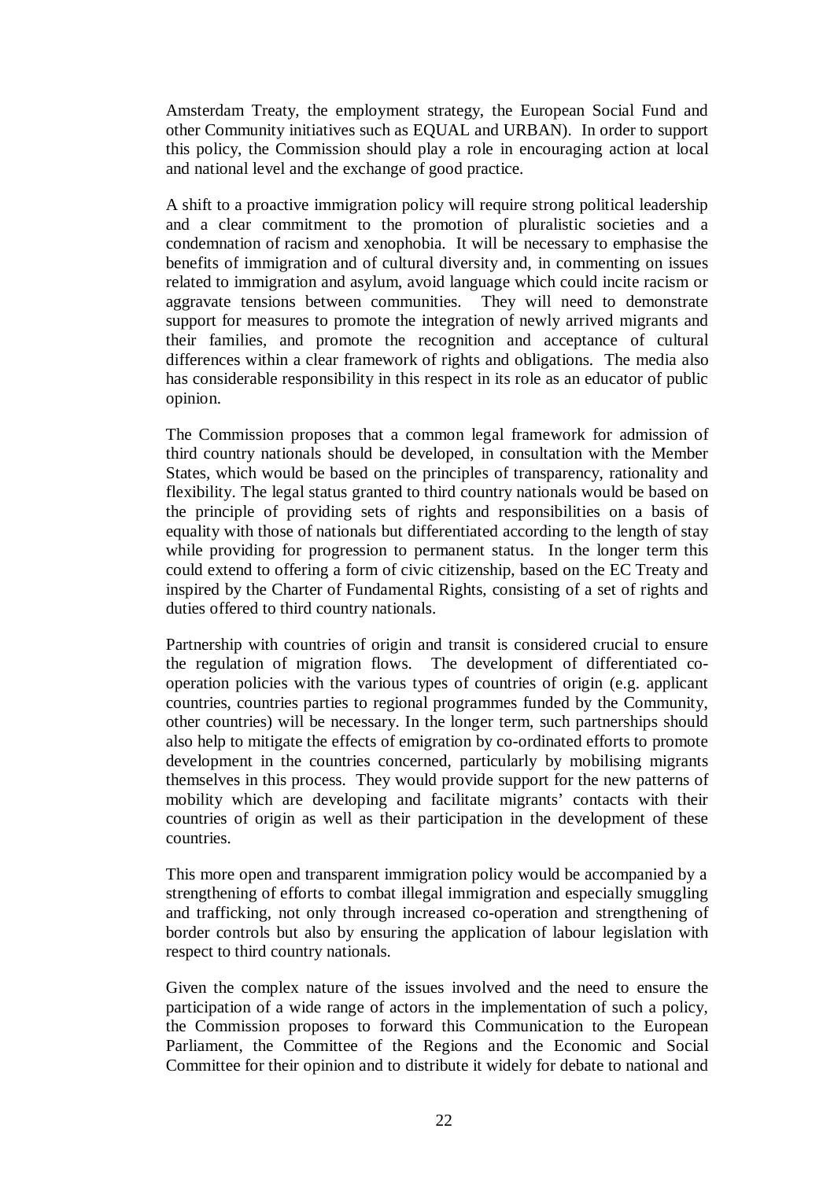Amsterdam Treaty, the employment strategy, the European Social Fund and other Community initiatives such as EQUAL and URBAN). In order to support this policy, the Commission should play a role in encouraging action at local and national level and the exchange of good practice.

A shift to a proactive immigration policy will require strong political leadership and a clear commitment to the promotion of pluralistic societies and a condemnation of racism and xenophobia. It will be necessary to emphasise the benefits of immigration and of cultural diversity and, in commenting on issues related to immigration and asylum, avoid language which could incite racism or aggravate tensions between communities. They will need to demonstrate support for measures to promote the integration of newly arrived migrants and their families, and promote the recognition and acceptance of cultural differences within a clear framework of rights and obligations. The media also has considerable responsibility in this respect in its role as an educator of public opinion.

The Commission proposes that a common legal framework for admission of third country nationals should be developed, in consultation with the Member States, which would be based on the principles of transparency, rationality and flexibility. The legal status granted to third country nationals would be based on the principle of providing sets of rights and responsibilities on a basis of equality with those of nationals but differentiated according to the length of stay while providing for progression to permanent status. In the longer term this could extend to offering a form of civic citizenship, based on the EC Treaty and inspired by the Charter of Fundamental Rights, consisting of a set of rights and duties offered to third country nationals.

Partnership with countries of origin and transit is considered crucial to ensure the regulation of migration flows. The development of differentiated co-operation policies with the various types of countries of origin (e.g. applicant countries, countries parties to regional programmes funded by the Community, other countries) will be necessary. In the longer term, such partnerships should also help to mitigate the effects of emigration by co-ordinated efforts to promote development in the countries concerned, particularly by mobilising migrants themselves in this process. They would provide support for the new patterns of mobility which are developing and facilitate migrants' contacts with their countries of origin as well as their participation in the development of these countries.

This more open and transparent immigration policy would be accompanied by a strengthening of efforts to combat illegal immigration and especially smuggling and trafficking, not only through increased co-operation and strengthening of border controls but also by ensuring the application of labour legislation with respect to third country nationals.

Given the complex nature of the issues involved and the need to ensure the participation of a wide range of actors in the implementation of such a policy, the Commission proposes to forward this Communication to the European Parliament, the Committee of the Regions and the Economic and Social Committee for their opinion and to distribute it widely for debate to national and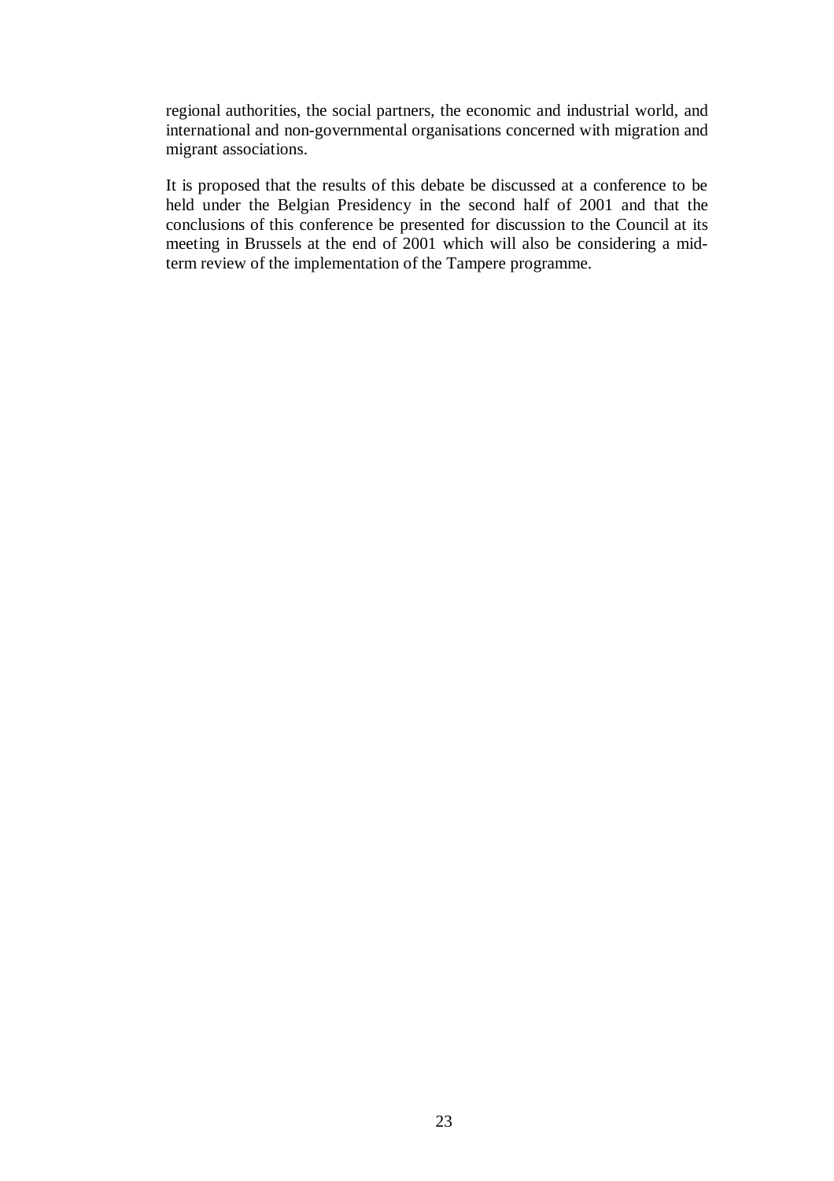regional authorities, the social partners, the economic and industrial world, and international and non-governmental organisations concerned with migration and migrant associations.

It is proposed that the results of this debate be discussed at a conference to be held under the Belgian Presidency in the second half of 2001 and that the conclusions of this conference be presented for discussion to the Council at its meeting in Brussels at the end of 2001 which will also be considering a mid-term review of the implementation of the Tampere programme.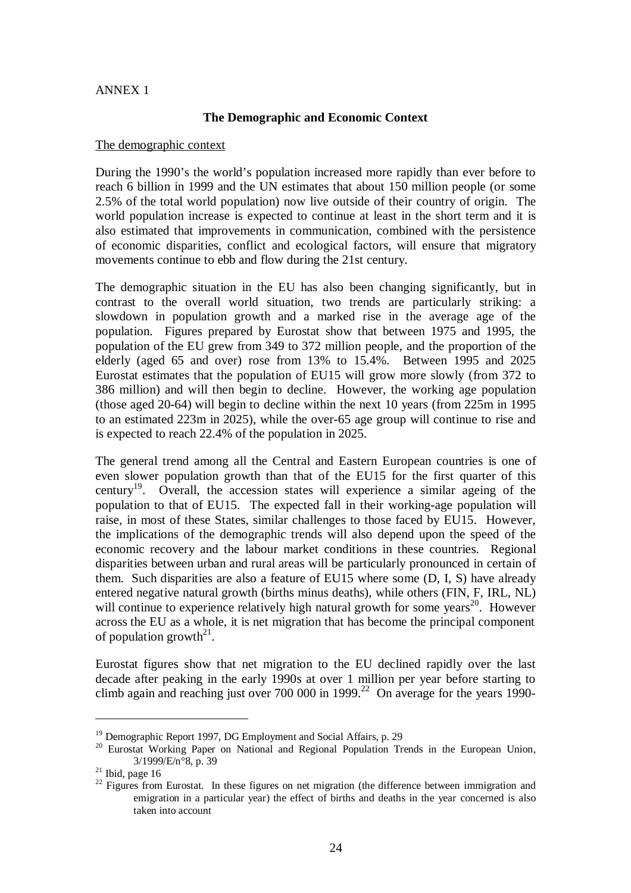ANNEX 1

## The Demographic and Economic Context

The demographic context

During the 1990's the world's population increased more rapidly than ever before to reach 6 billion in 1999 and the UN estimates that about 150 million people (or some 2.5% of the total world population) now live outside of their country of origin. The world population increase is expected to continue at least in the short term and it is also estimated that improvements in communication, combined with the persistence of economic disparities, conflict and ecological factors, will ensure that migratory movements continue to ebb and flow during the 21st century.

The demographic situation in the EU has also been changing significantly, but in contrast to the overall world situation, two trends are particularly striking: a slowdown in population growth and a marked rise in the average age of the population. Figures prepared by Eurostat show that between 1975 and 1995, the population of the EU grew from 349 to 372 million people, and the proportion of the elderly (aged 65 and over) rose from 13% to 15.4%. Between 1995 and 2025 Eurostat estimates that the population of EU15 will grow more slowly (from 372 to 386 million) and will then begin to decline. However, the working age population (those aged 20-64) will begin to decline within the next 10 years (from 225m in 1995 to an estimated 223m in 2025), while the over-65 age group will continue to rise and is expected to reach 22.4% of the population in 2025.

The general trend among all the Central and Eastern European countries is one of even slower population growth than that of the EU15 for the first quarter of this century[19]. Overall, the accession states will experience a similar ageing of the population to that of EU15. The expected fall in their working-age population will raise, in most of these States, similar challenges to those faced by EU15. However, the implications of the demographic trends will also depend upon the speed of the economic recovery and the labour market conditions in these countries. Regional disparities between urban and rural areas will be particularly pronounced in certain of them. Such disparities are also a feature of EU15 where some (D, I, S) have already entered negative natural growth (births minus deaths), while others (FIN, F, IRL, NL) will continue to experience relatively high natural growth for some years[20]. However across the EU as a whole, it is net migration that has become the principal component of population growth[21].

Eurostat figures show that net migration to the EU declined rapidly over the last decade after peaking in the early 1990s at over 1 million per year before starting to climb again and reaching just over 700 000 in 1999.[22] On average for the years 1990-

---

[19] Demographic Report 1997, DG Employment and Social Affairs, p. 29

[20] Eurostat Working Paper on National and Regional Population Trends in the European Union, 3/1999/E/n°8, p. 39

[21] Ibid, page 16

[22] Figures from Eurostat. In these figures on net migration (the difference between immigration and emigration in a particular year) the effect of births and deaths in the year concerned is also taken into account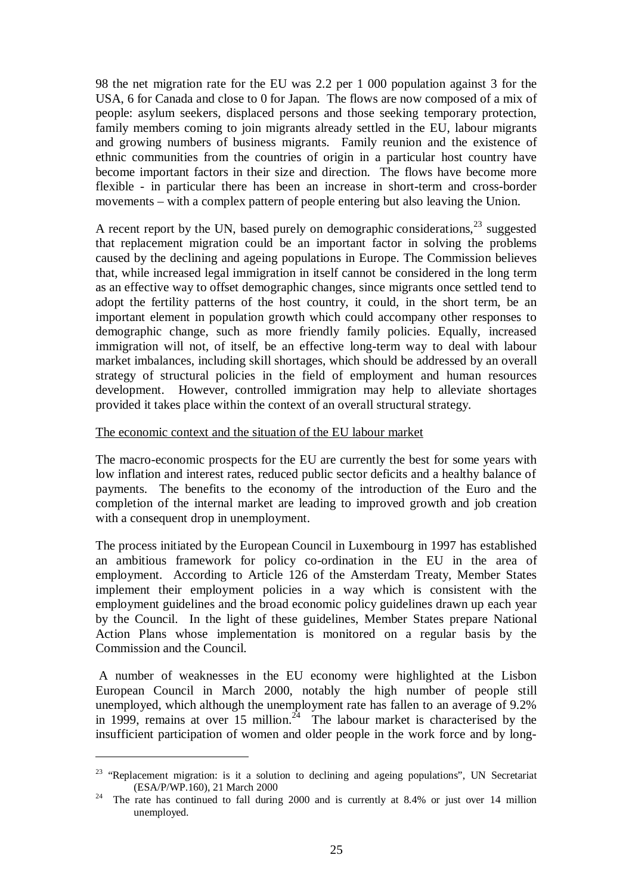98 the net migration rate for the EU was 2.2 per 1 000 population against 3 for the USA, 6 for Canada and close to 0 for Japan. The flows are now composed of a mix of people: asylum seekers, displaced persons and those seeking temporary protection, family members coming to join migrants already settled in the EU, labour migrants and growing numbers of business migrants. Family reunion and the existence of ethnic communities from the countries of origin in a particular host country have become important factors in their size and direction. The flows have become more flexible - in particular there has been an increase in short-term and cross-border movements – with a complex pattern of people entering but also leaving the Union.

A recent report by the UN, based purely on demographic considerations,[23] suggested that replacement migration could be an important factor in solving the problems caused by the declining and ageing populations in Europe. The Commission believes that, while increased legal immigration in itself cannot be considered in the long term as an effective way to offset demographic changes, since migrants once settled tend to adopt the fertility patterns of the host country, it could, in the short term, be an important element in population growth which could accompany other responses to demographic change, such as more friendly family policies. Equally, increased immigration will not, of itself, be an effective long-term way to deal with labour market imbalances, including skill shortages, which should be addressed by an overall strategy of structural policies in the field of employment and human resources development. However, controlled immigration may help to alleviate shortages provided it takes place within the context of an overall structural strategy.

The economic context and the situation of the EU labour market

The macro-economic prospects for the EU are currently the best for some years with low inflation and interest rates, reduced public sector deficits and a healthy balance of payments. The benefits to the economy of the introduction of the Euro and the completion of the internal market are leading to improved growth and job creation with a consequent drop in unemployment.

The process initiated by the European Council in Luxembourg in 1997 has established an ambitious framework for policy co-ordination in the EU in the area of employment. According to Article 126 of the Amsterdam Treaty, Member States implement their employment policies in a way which is consistent with the employment guidelines and the broad economic policy guidelines drawn up each year by the Council. In the light of these guidelines, Member States prepare National Action Plans whose implementation is monitored on a regular basis by the Commission and the Council.

A number of weaknesses in the EU economy were highlighted at the Lisbon European Council in March 2000, notably the high number of people still unemployed, which although the unemployment rate has fallen to an average of 9.2% in 1999, remains at over 15 million.[24] The labour market is characterised by the insufficient participation of women and older people in the work force and by long-

---

[23] "Replacement migration: is it a solution to declining and ageing populations", UN Secretariat (ESA/P/WP.160), 21 March 2000

[24] The rate has continued to fall during 2000 and is currently at 8.4% or just over 14 million unemployed.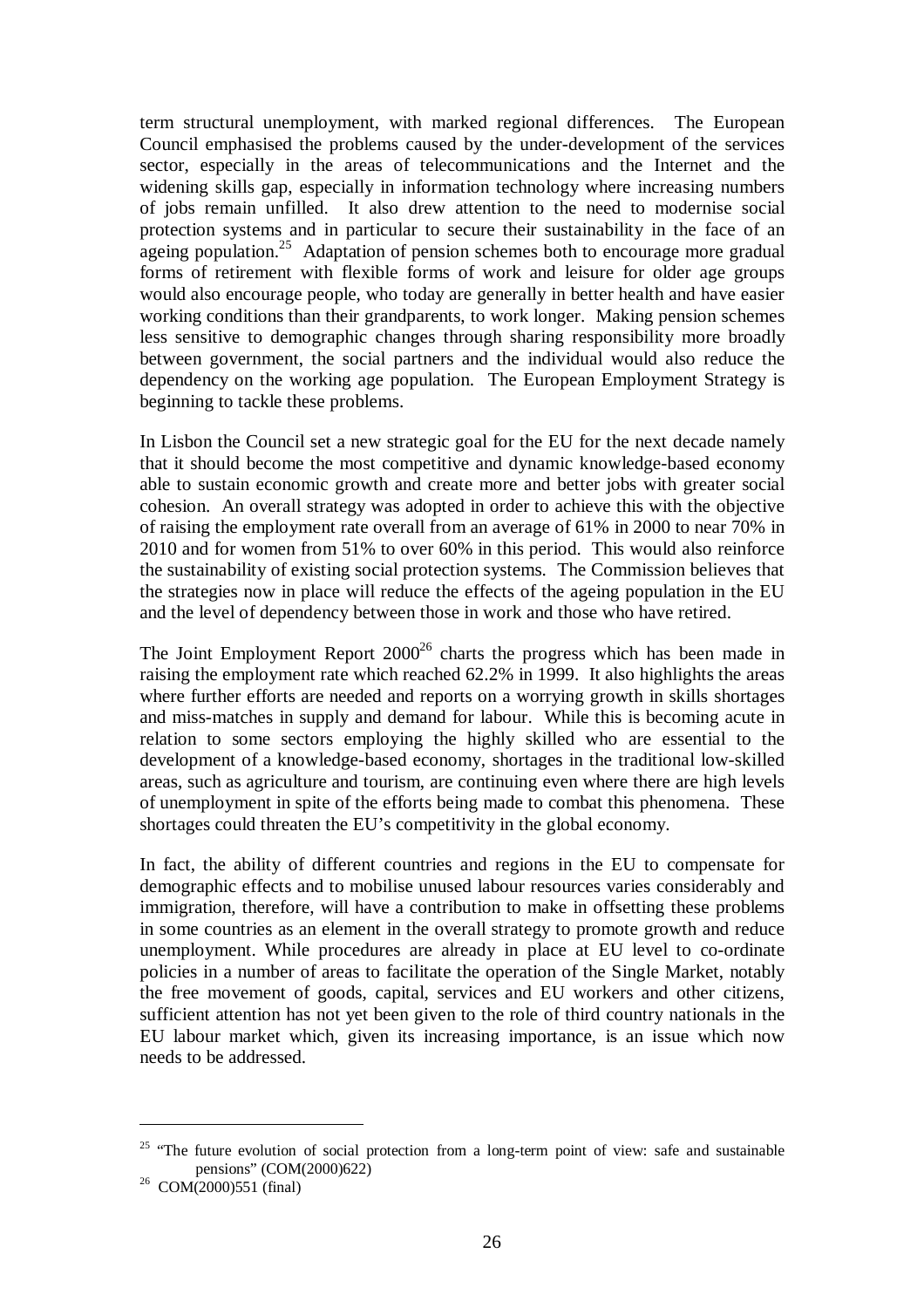term structural unemployment, with marked regional differences. The European Council emphasised the problems caused by the under-development of the services sector, especially in the areas of telecommunications and the Internet and the widening skills gap, especially in information technology where increasing numbers of jobs remain unfilled. It also drew attention to the need to modernise social protection systems and in particular to secure their sustainability in the face of an ageing population.[25] Adaptation of pension schemes both to encourage more gradual forms of retirement with flexible forms of work and leisure for older age groups would also encourage people, who today are generally in better health and have easier working conditions than their grandparents, to work longer. Making pension schemes less sensitive to demographic changes through sharing responsibility more broadly between government, the social partners and the individual would also reduce the dependency on the working age population. The European Employment Strategy is beginning to tackle these problems.

In Lisbon the Council set a new strategic goal for the EU for the next decade namely that it should become the most competitive and dynamic knowledge-based economy able to sustain economic growth and create more and better jobs with greater social cohesion. An overall strategy was adopted in order to achieve this with the objective of raising the employment rate overall from an average of 61% in 2000 to near 70% in 2010 and for women from 51% to over 60% in this period. This would also reinforce the sustainability of existing social protection systems. The Commission believes that the strategies now in place will reduce the effects of the ageing population in the EU and the level of dependency between those in work and those who have retired.

The Joint Employment Report 2000[26] charts the progress which has been made in raising the employment rate which reached 62.2% in 1999. It also highlights the areas where further efforts are needed and reports on a worrying growth in skills shortages and miss-matches in supply and demand for labour. While this is becoming acute in relation to some sectors employing the highly skilled who are essential to the development of a knowledge-based economy, shortages in the traditional low-skilled areas, such as agriculture and tourism, are continuing even where there are high levels of unemployment in spite of the efforts being made to combat this phenomena. These shortages could threaten the EU's competitivity in the global economy.

In fact, the ability of different countries and regions in the EU to compensate for demographic effects and to mobilise unused labour resources varies considerably and immigration, therefore, will have a contribution to make in offsetting these problems in some countries as an element in the overall strategy to promote growth and reduce unemployment. While procedures are already in place at EU level to co-ordinate policies in a number of areas to facilitate the operation of the Single Market, notably the free movement of goods, capital, services and EU workers and other citizens, sufficient attention has not yet been given to the role of third country nationals in the EU labour market which, given its increasing importance, is an issue which now needs to be addressed.

---

[25] "The future evolution of social protection from a long-term point of view: safe and sustainable pensions" (COM(2000)622)

[26] COM(2000)551 (final)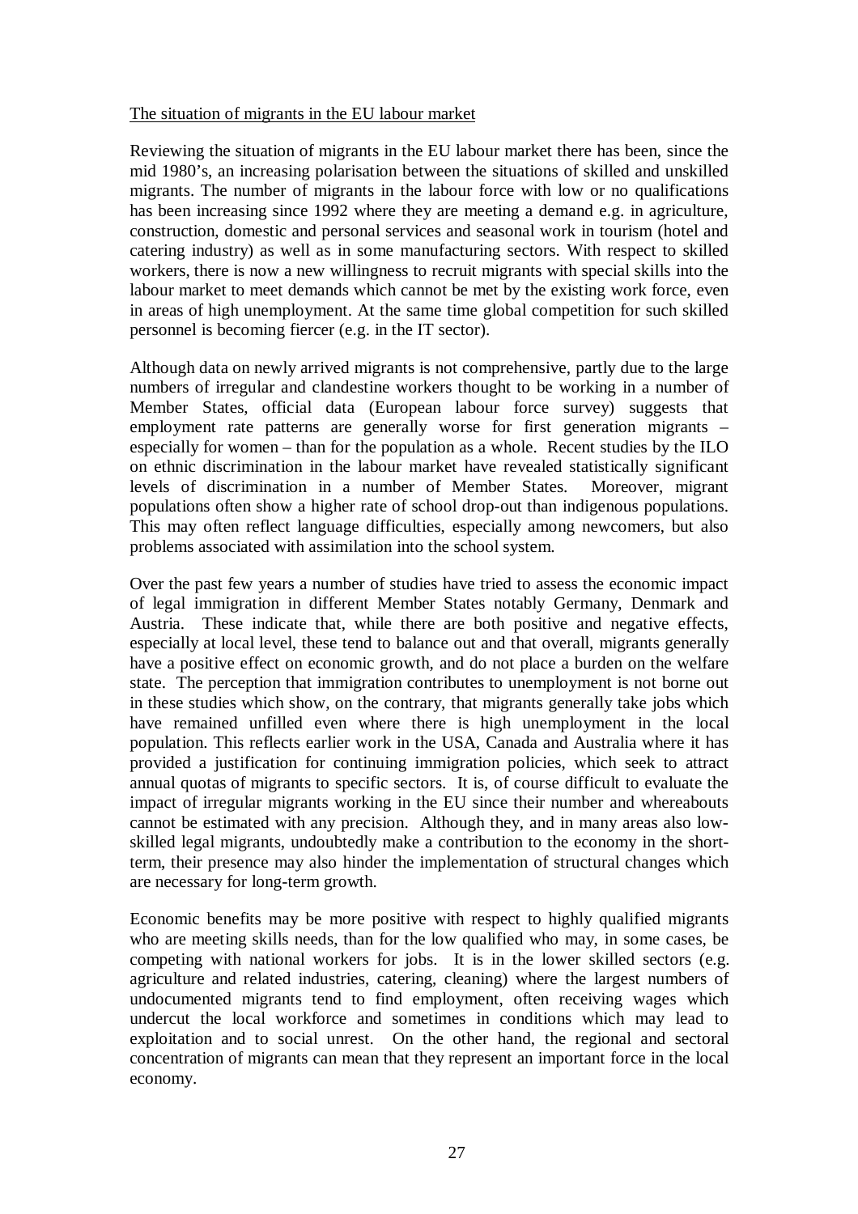The situation of migrants in the EU labour market

Reviewing the situation of migrants in the EU labour market there has been, since the mid 1980's, an increasing polarisation between the situations of skilled and unskilled migrants. The number of migrants in the labour force with low or no qualifications has been increasing since 1992 where they are meeting a demand e.g. in agriculture, construction, domestic and personal services and seasonal work in tourism (hotel and catering industry) as well as in some manufacturing sectors. With respect to skilled workers, there is now a new willingness to recruit migrants with special skills into the labour market to meet demands which cannot be met by the existing work force, even in areas of high unemployment. At the same time global competition for such skilled personnel is becoming fiercer (e.g. in the IT sector).

Although data on newly arrived migrants is not comprehensive, partly due to the large numbers of irregular and clandestine workers thought to be working in a number of Member States, official data (European labour force survey) suggests that employment rate patterns are generally worse for first generation migrants – especially for women – than for the population as a whole. Recent studies by the ILO on ethnic discrimination in the labour market have revealed statistically significant levels of discrimination in a number of Member States. Moreover, migrant populations often show a higher rate of school drop-out than indigenous populations. This may often reflect language difficulties, especially among newcomers, but also problems associated with assimilation into the school system.

Over the past few years a number of studies have tried to assess the economic impact of legal immigration in different Member States notably Germany, Denmark and Austria. These indicate that, while there are both positive and negative effects, especially at local level, these tend to balance out and that overall, migrants generally have a positive effect on economic growth, and do not place a burden on the welfare state. The perception that immigration contributes to unemployment is not borne out in these studies which show, on the contrary, that migrants generally take jobs which have remained unfilled even where there is high unemployment in the local population. This reflects earlier work in the USA, Canada and Australia where it has provided a justification for continuing immigration policies, which seek to attract annual quotas of migrants to specific sectors. It is, of course difficult to evaluate the impact of irregular migrants working in the EU since their number and whereabouts cannot be estimated with any precision. Although they, and in many areas also low-skilled legal migrants, undoubtedly make a contribution to the economy in the short-term, their presence may also hinder the implementation of structural changes which are necessary for long-term growth.

Economic benefits may be more positive with respect to highly qualified migrants who are meeting skills needs, than for the low qualified who may, in some cases, be competing with national workers for jobs. It is in the lower skilled sectors (e.g. agriculture and related industries, catering, cleaning) where the largest numbers of undocumented migrants tend to find employment, often receiving wages which undercut the local workforce and sometimes in conditions which may lead to exploitation and to social unrest. On the other hand, the regional and sectoral concentration of migrants can mean that they represent an important force in the local economy.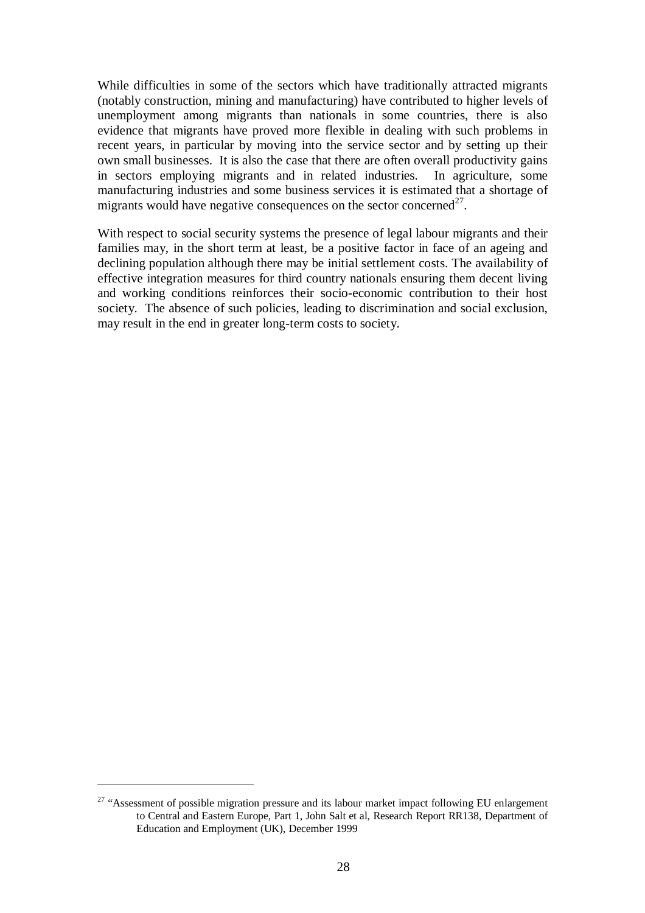While difficulties in some of the sectors which have traditionally attracted migrants (notably construction, mining and manufacturing) have contributed to higher levels of unemployment among migrants than nationals in some countries, there is also evidence that migrants have proved more flexible in dealing with such problems in recent years, in particular by moving into the service sector and by setting up their own small businesses. It is also the case that there are often overall productivity gains in sectors employing migrants and in related industries. In agriculture, some manufacturing industries and some business services it is estimated that a shortage of migrants would have negative consequences on the sector concerned[27].

With respect to social security systems the presence of legal labour migrants and their families may, in the short term at least, be a positive factor in face of an ageing and declining population although there may be initial settlement costs. The availability of effective integration measures for third country nationals ensuring them decent living and working conditions reinforces their socio-economic contribution to their host society. The absence of such policies, leading to discrimination and social exclusion, may result in the end in greater long-term costs to society.

---

[27] "Assessment of possible migration pressure and its labour market impact following EU enlargement to Central and Eastern Europe, Part 1, John Salt et al, Research Report RR138, Department of Education and Employment (UK), December 1999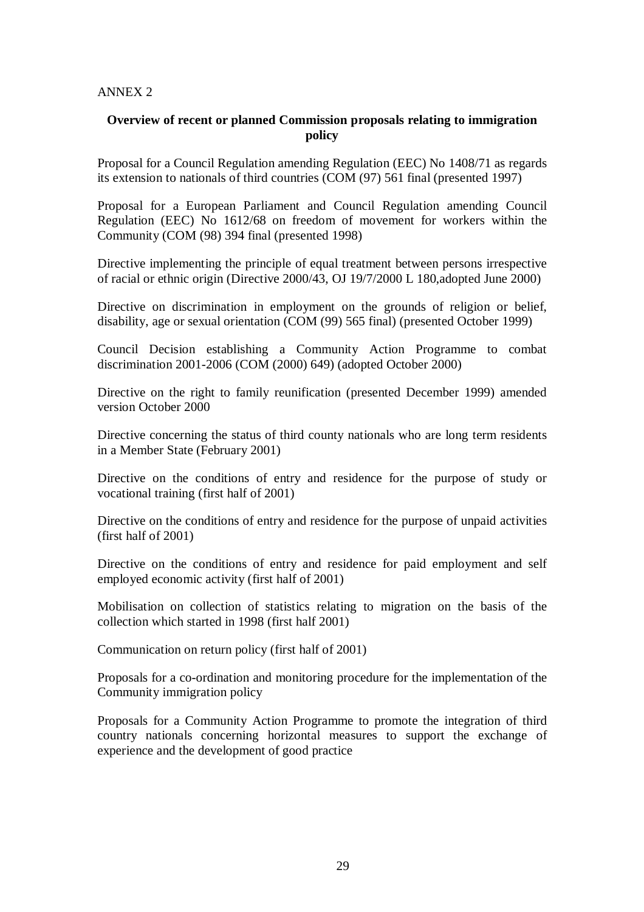ANNEX 2

## Overview of recent or planned Commission proposals relating to immigration policy

Proposal for a Council Regulation amending Regulation (EEC) No 1408/71 as regards its extension to nationals of third countries (COM (97) 561 final (presented 1997)

Proposal for a European Parliament and Council Regulation amending Council Regulation (EEC) No 1612/68 on freedom of movement for workers within the Community (COM (98) 394 final (presented 1998)

Directive implementing the principle of equal treatment between persons irrespective of racial or ethnic origin (Directive 2000/43, OJ 19/7/2000 L 180,adopted June 2000)

Directive on discrimination in employment on the grounds of religion or belief, disability, age or sexual orientation (COM (99) 565 final) (presented October 1999)

Council Decision establishing a Community Action Programme to combat discrimination 2001-2006 (COM (2000) 649) (adopted October 2000)

Directive on the right to family reunification (presented December 1999) amended version October 2000

Directive concerning the status of third county nationals who are long term residents in a Member State (February 2001)

Directive on the conditions of entry and residence for the purpose of study or vocational training (first half of 2001)

Directive on the conditions of entry and residence for the purpose of unpaid activities (first half of 2001)

Directive on the conditions of entry and residence for paid employment and self employed economic activity (first half of 2001)

Mobilisation on collection of statistics relating to migration on the basis of the collection which started in 1998 (first half 2001)

Communication on return policy (first half of 2001)

Proposals for a co-ordination and monitoring procedure for the implementation of the Community immigration policy

Proposals for a Community Action Programme to promote the integration of third country nationals concerning horizontal measures to support the exchange of experience and the development of good practice